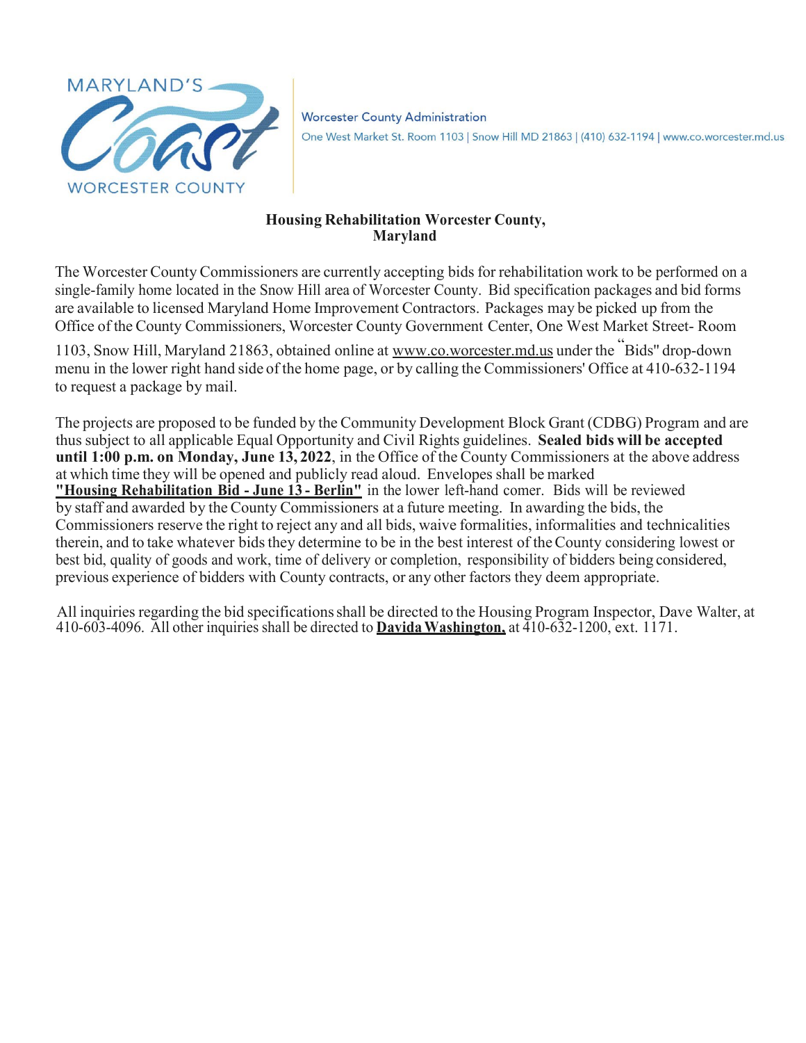MARYLAND'S Coast WORCESTER COUNTY

Worcester County Administration
One West Market St. Room 1103 | Snow Hill MD 21863 | (410) 632-1194 | www.co.worcester.md.us

**Housing Rehabilitation Worcester County, Maryland**

The Worcester County Commissioners are currently accepting bids for rehabilitation work to be performed on a single-family home located in the Snow Hill area of Worcester County. Bid specification packages and bid forms are available to licensed Maryland Home Improvement Contractors. Packages may be picked up from the Office of the County Commissioners, Worcester County Government Center, One West Market Street- Room 1103, Snow Hill, Maryland 21863, obtained online at www.co.worcester.md.us under the "Bids" drop-down menu in the lower right hand side of the home page, or by calling the Commissioners' Office at 410-632-1194 to request a package by mail.

The projects are proposed to be funded by the Community Development Block Grant (CDBG) Program and are thus subject to all applicable Equal Opportunity and Civil Rights guidelines. **Sealed bids will be accepted until 1:00 p.m. on Monday, June 13, 2022**, in the Office of the County Commissioners at the above address at which time they will be opened and publicly read aloud. Envelopes shall be marked **"Housing Rehabilitation Bid - June 13 - Berlin"** in the lower left-hand comer. Bids will be reviewed by staff and awarded by the County Commissioners at a future meeting. In awarding the bids, the Commissioners reserve the right to reject any and all bids, waive formalities, informalities and technicalities therein, and to take whatever bids they determine to be in the best interest of the County considering lowest or best bid, quality of goods and work, time of delivery or completion, responsibility of bidders being considered, previous experience of bidders with County contracts, or any other factors they deem appropriate.

All inquiries regarding the bid specifications shall be directed to the Housing Program Inspector, Dave Walter, at 410-603-4096. All other inquiries shall be directed to **Davida Washington,** at 410-632-1200, ext. 1171.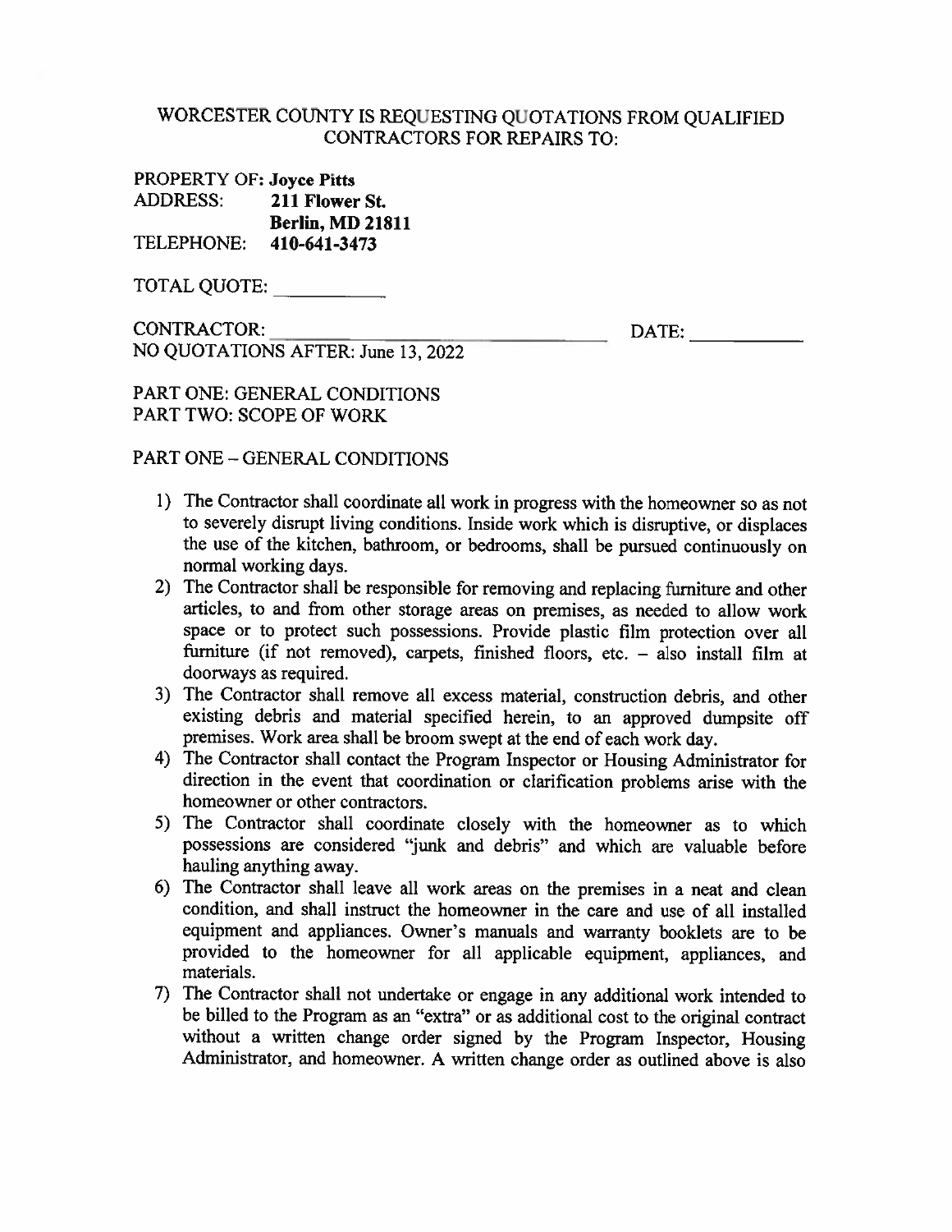WORCESTER COUNTY IS REQUESTING QUOTATIONS FROM QUALIFIED CONTRACTORS FOR REPAIRS TO:

PROPERTY OF: **Joyce Pitts**
ADDRESS: **211 Flower St.**
**Berlin, MD 21811**
TELEPHONE: **410-641-3473**

TOTAL QUOTE: ___________

CONTRACTOR: ________________________________ DATE: ___________
NO QUOTATIONS AFTER: June 13, 2022

PART ONE: GENERAL CONDITIONS
PART TWO: SCOPE OF WORK

PART ONE – GENERAL CONDITIONS

1) The Contractor shall coordinate all work in progress with the homeowner so as not to severely disrupt living conditions. Inside work which is disruptive, or displaces the use of the kitchen, bathroom, or bedrooms, shall be pursued continuously on normal working days.
2) The Contractor shall be responsible for removing and replacing furniture and other articles, to and from other storage areas on premises, as needed to allow work space or to protect such possessions. Provide plastic film protection over all furniture (if not removed), carpets, finished floors, etc. – also install film at doorways as required.
3) The Contractor shall remove all excess material, construction debris, and other existing debris and material specified herein, to an approved dumpsite off premises. Work area shall be broom swept at the end of each work day.
4) The Contractor shall contact the Program Inspector or Housing Administrator for direction in the event that coordination or clarification problems arise with the homeowner or other contractors.
5) The Contractor shall coordinate closely with the homeowner as to which possessions are considered "junk and debris" and which are valuable before hauling anything away.
6) The Contractor shall leave all work areas on the premises in a neat and clean condition, and shall instruct the homeowner in the care and use of all installed equipment and appliances. Owner's manuals and warranty booklets are to be provided to the homeowner for all applicable equipment, appliances, and materials.
7) The Contractor shall not undertake or engage in any additional work intended to be billed to the Program as an "extra" or as additional cost to the original contract without a written change order signed by the Program Inspector, Housing Administrator, and homeowner. A written change order as outlined above is also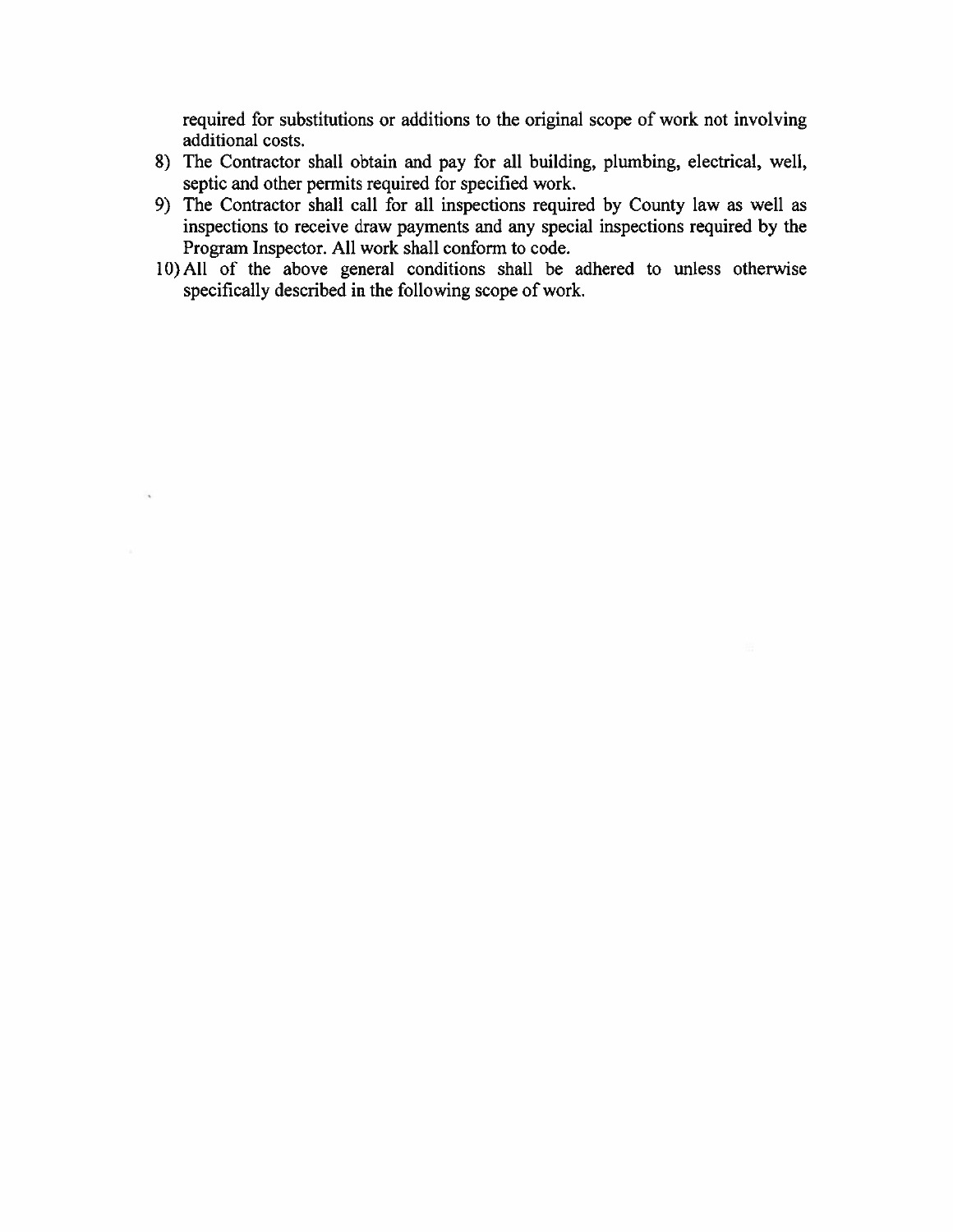required for substitutions or additions to the original scope of work not involving additional costs.

8) The Contractor shall obtain and pay for all building, plumbing, electrical, well, septic and other permits required for specified work.
9) The Contractor shall call for all inspections required by County law as well as inspections to receive draw payments and any special inspections required by the Program Inspector. All work shall conform to code.
10) All of the above general conditions shall be adhered to unless otherwise specifically described in the following scope of work.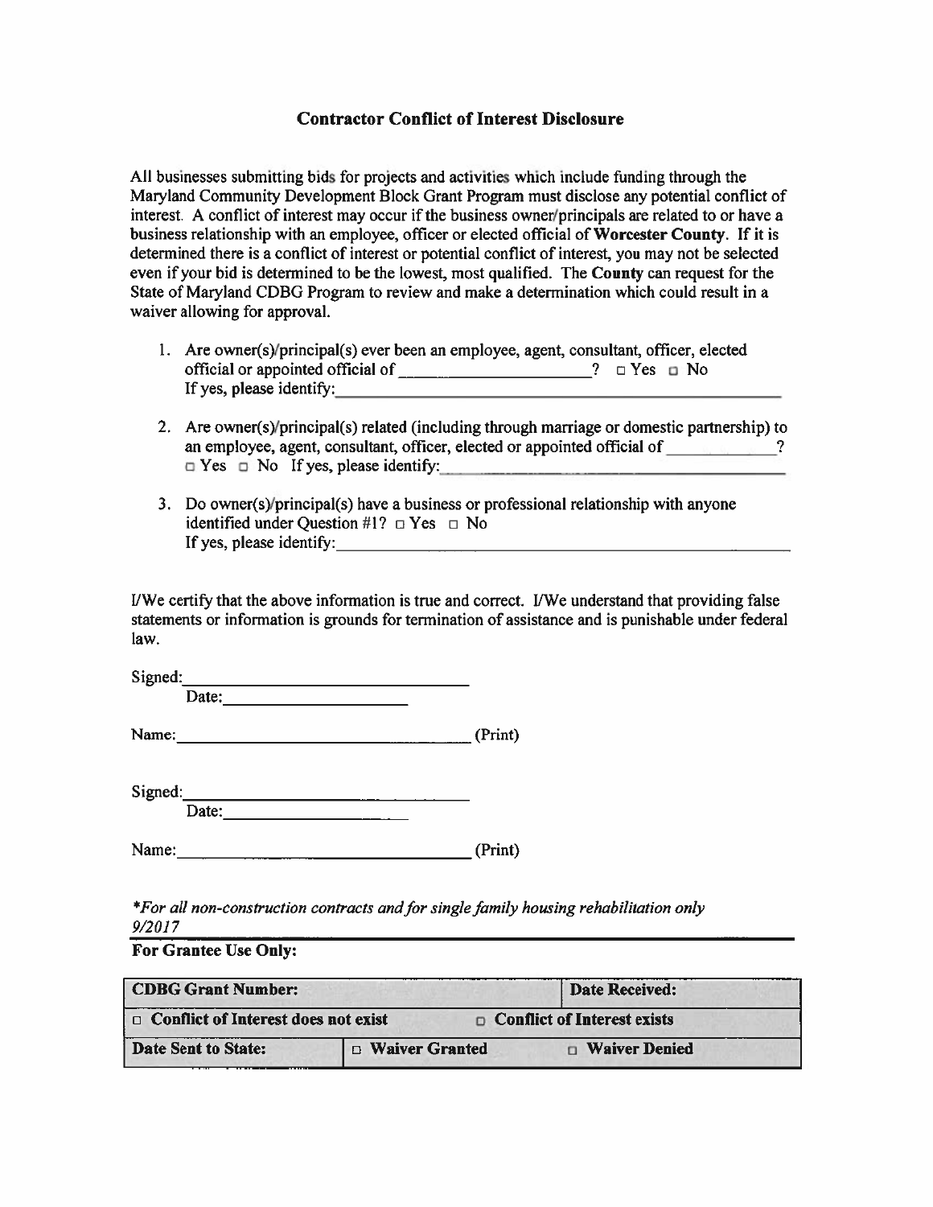## Contractor Conflict of Interest Disclosure

All businesses submitting bids for projects and activities which include funding through the Maryland Community Development Block Grant Program must disclose any potential conflict of interest. A conflict of interest may occur if the business owner/principals are related to or have a business relationship with an employee, officer or elected official of **Worcester County**. If it is determined there is a conflict of interest or potential conflict of interest, you may not be selected even if your bid is determined to be the lowest, most qualified. The **County** can request for the State of Maryland CDBG Program to review and make a determination which could result in a waiver allowing for approval.

1. Are owner(s)/principal(s) ever been an employee, agent, consultant, officer, elected official or appointed official of ______________________? □ Yes □ No
   If yes, please identify: ______________________________________________

2. Are owner(s)/principal(s) related (including through marriage or domestic partnership) to an employee, agent, consultant, officer, elected or appointed official of ____________?
   □ Yes □ No If yes, please identify: ______________________________________

3. Do owner(s)/principal(s) have a business or professional relationship with anyone identified under Question #1? □ Yes □ No
   If yes, please identify: ______________________________________________

I/We certify that the above information is true and correct. I/We understand that providing false statements or information is grounds for termination of assistance and is punishable under federal law.

Signed: ________________________________
Date: ____________________

Name: ________________________________ (Print)

Signed: ________________________________
Date: ____________________

Name: ________________________________ (Print)

*\*For all non-construction contracts and for single family housing rehabilitation only*
*9/2017*

**For Grantee Use Only:**

| **CDBG Grant Number:** | | **Date Received:** |
|---|---|---|
| □ **Conflict of Interest does not exist** | □ **Conflict of Interest exists** | |
| **Date Sent to State:** | □ **Waiver Granted** | □ **Waiver Denied** |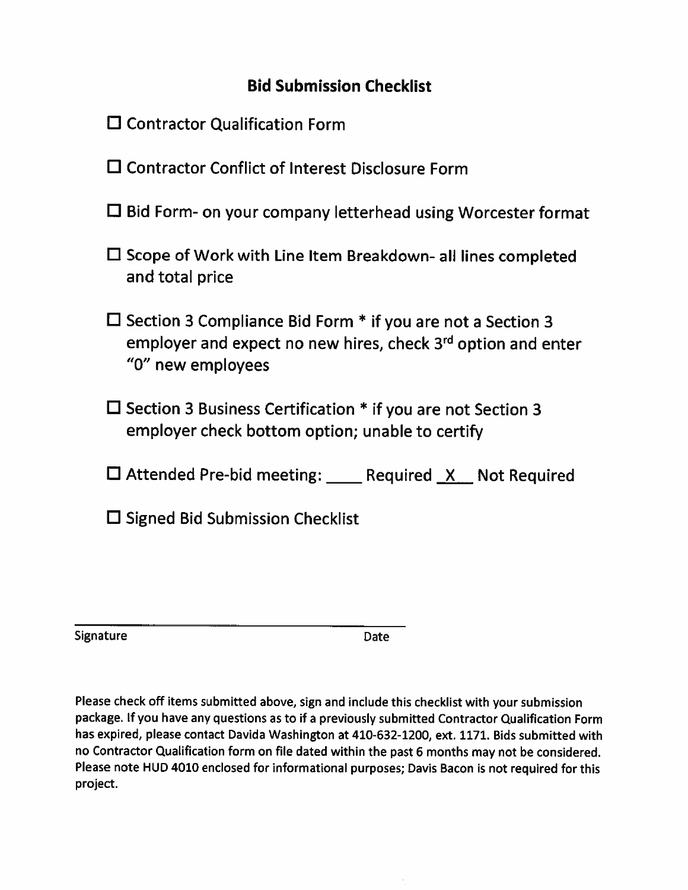## Bid Submission Checklist

☐ Contractor Qualification Form

☐ Contractor Conflict of Interest Disclosure Form

☐ Bid Form- on your company letterhead using Worcester format

☐ Scope of Work with Line Item Breakdown- all lines completed and total price

☐ Section 3 Compliance Bid Form * if you are not a Section 3 employer and expect no new hires, check 3rd option and enter "0" new employees

☐ Section 3 Business Certification * if you are not Section 3 employer check bottom option; unable to certify

☐ Attended Pre-bid meeting: ____ Required _X__ Not Required

☐ Signed Bid Submission Checklist

_______________________________________________

Signature Date

Please check off items submitted above, sign and include this checklist with your submission package. If you have any questions as to if a previously submitted Contractor Qualification Form has expired, please contact Davida Washington at 410-632-1200, ext. 1171. Bids submitted with no Contractor Qualification form on file dated within the past 6 months may not be considered. Please note HUD 4010 enclosed for informational purposes; Davis Bacon is not required for this project.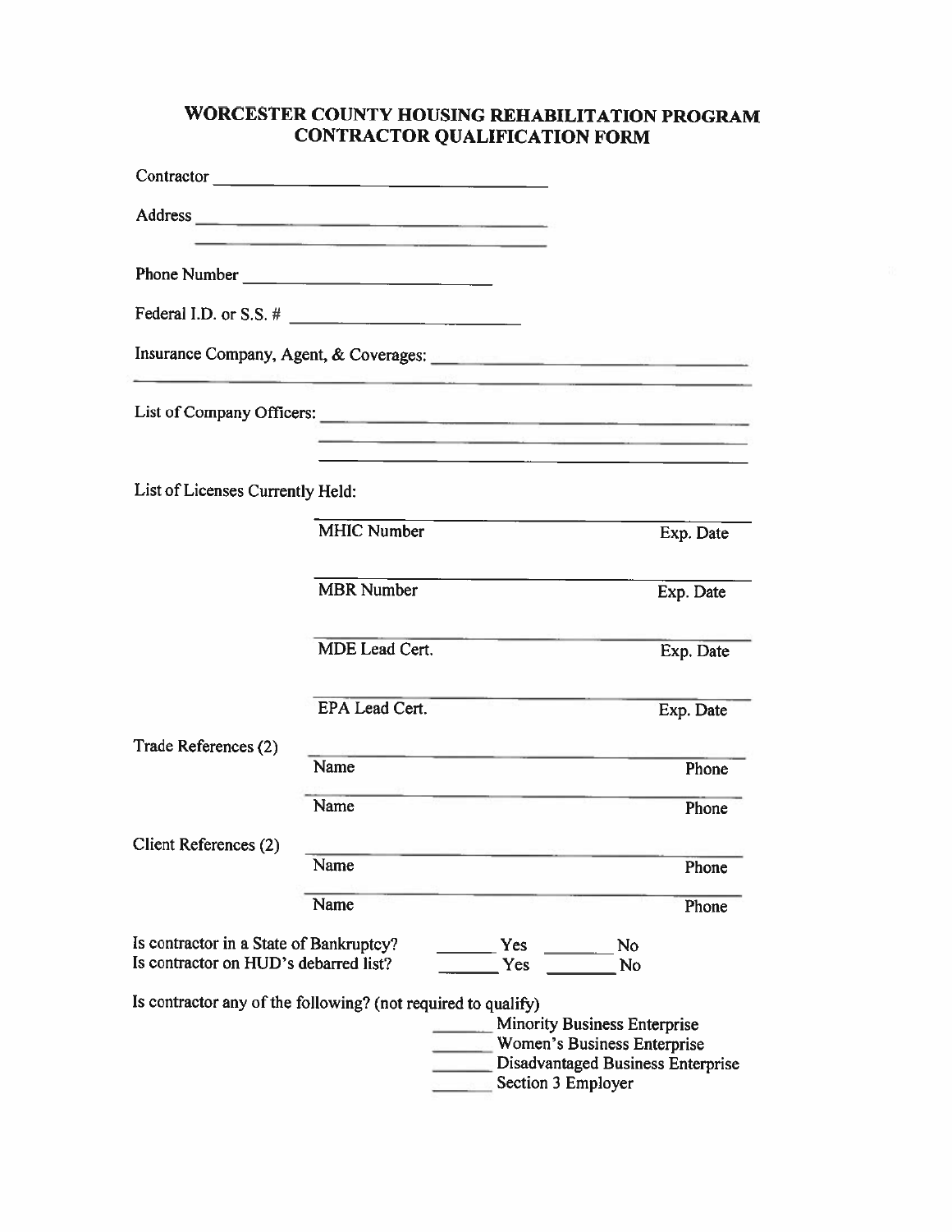# WORCESTER COUNTY HOUSING REHABILITATION PROGRAM
# CONTRACTOR QUALIFICATION FORM

Contractor ________________________________

Address ________________________________

________________________________

Phone Number ______________________

Federal I.D. or S.S. # ______________________

Insurance Company, Agent, & Coverages: ________________________________

________________________________________________________________

List of Company Officers: ________________________________

________________________________

________________________________

List of Licenses Currently Held:

| | |
|---|---|
| MHIC Number | Exp. Date |
| MBR Number | Exp. Date |
| MDE Lead Cert. | Exp. Date |
| EPA Lead Cert. | Exp. Date |

Trade References (2)

| | |
|---|---|
| Name | Phone |
| Name | Phone |

Client References (2)

| | |
|---|---|
| Name | Phone |
| Name | Phone |

Is contractor in a State of Bankruptcy? _______ Yes _______ No

Is contractor on HUD's debarred list? _______ Yes _______ No

Is contractor any of the following? (not required to qualify)

_______ Minority Business Enterprise

_______ Women's Business Enterprise

_______ Disadvantaged Business Enterprise

_______ Section 3 Employer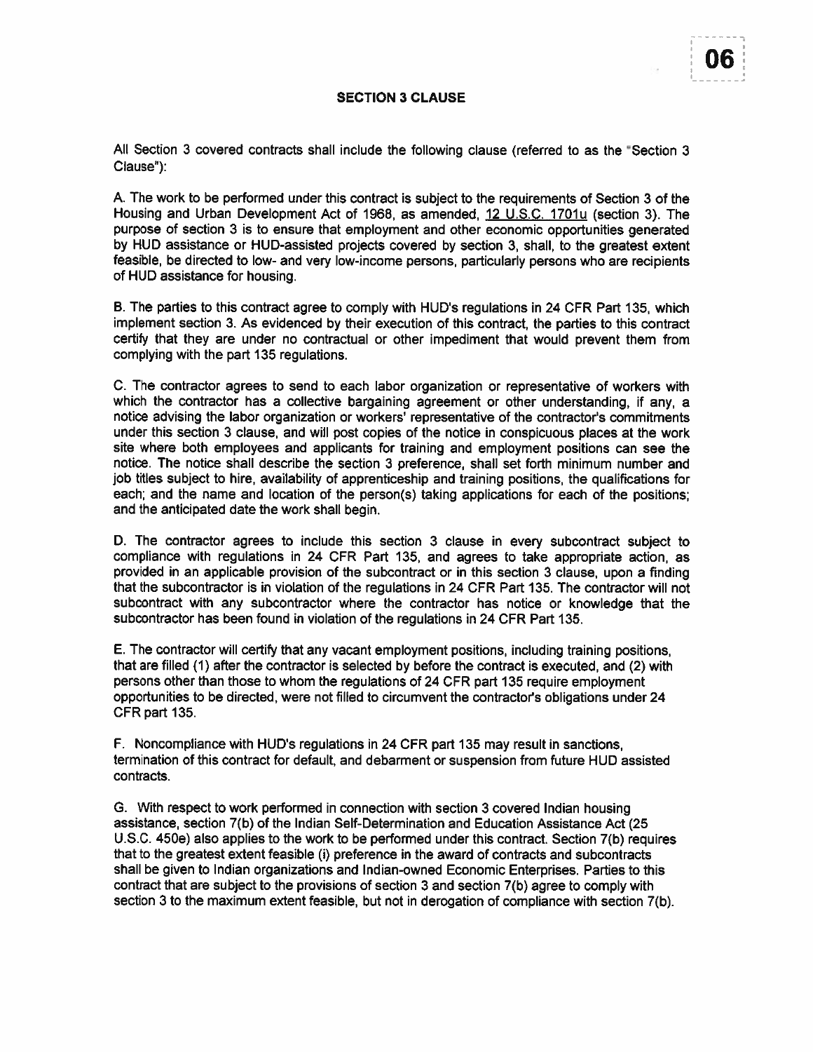## SECTION 3 CLAUSE

All Section 3 covered contracts shall include the following clause (referred to as the "Section 3 Clause"):

A. The work to be performed under this contract is subject to the requirements of Section 3 of the Housing and Urban Development Act of 1968, as amended, 12 U.S.C. 1701u (section 3). The purpose of section 3 is to ensure that employment and other economic opportunities generated by HUD assistance or HUD-assisted projects covered by section 3, shall, to the greatest extent feasible, be directed to low- and very low-income persons, particularly persons who are recipients of HUD assistance for housing.

B. The parties to this contract agree to comply with HUD's regulations in 24 CFR Part 135, which implement section 3. As evidenced by their execution of this contract, the parties to this contract certify that they are under no contractual or other impediment that would prevent them from complying with the part 135 regulations.

C. The contractor agrees to send to each labor organization or representative of workers with which the contractor has a collective bargaining agreement or other understanding, if any, a notice advising the labor organization or workers' representative of the contractor's commitments under this section 3 clause, and will post copies of the notice in conspicuous places at the work site where both employees and applicants for training and employment positions can see the notice. The notice shall describe the section 3 preference, shall set forth minimum number and job titles subject to hire, availability of apprenticeship and training positions, the qualifications for each; and the name and location of the person(s) taking applications for each of the positions; and the anticipated date the work shall begin.

D. The contractor agrees to include this section 3 clause in every subcontract subject to compliance with regulations in 24 CFR Part 135, and agrees to take appropriate action, as provided in an applicable provision of the subcontract or in this section 3 clause, upon a finding that the subcontractor is in violation of the regulations in 24 CFR Part 135. The contractor will not subcontract with any subcontractor where the contractor has notice or knowledge that the subcontractor has been found in violation of the regulations in 24 CFR Part 135.

E. The contractor will certify that any vacant employment positions, including training positions, that are filled (1) after the contractor is selected by before the contract is executed, and (2) with persons other than those to whom the regulations of 24 CFR part 135 require employment opportunities to be directed, were not filled to circumvent the contractor's obligations under 24 CFR part 135.

F. Noncompliance with HUD's regulations in 24 CFR part 135 may result in sanctions, termination of this contract for default, and debarment or suspension from future HUD assisted contracts.

G. With respect to work performed in connection with section 3 covered Indian housing assistance, section 7(b) of the Indian Self-Determination and Education Assistance Act (25 U.S.C. 450e) also applies to the work to be performed under this contract. Section 7(b) requires that to the greatest extent feasible (i) preference in the award of contracts and subcontracts shall be given to Indian organizations and Indian-owned Economic Enterprises. Parties to this contract that are subject to the provisions of section 3 and section 7(b) agree to comply with section 3 to the maximum extent feasible, but not in derogation of compliance with section 7(b).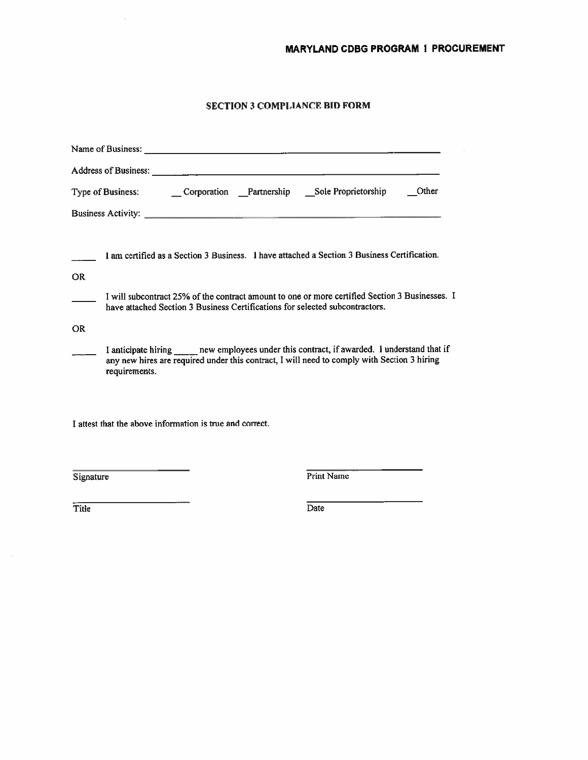## SECTION 3 COMPLIANCE BID FORM

Name of Business: ______________________________________________

Address of Business: ______________________________________________

Type of Business: __ Corporation __Partnership __Sole Proprietorship __Other

Business Activity: ______________________________________________

_____ I am certified as a Section 3 Business. I have attached a Section 3 Business Certification.

OR

_____ I will subcontract 25% of the contract amount to one or more certified Section 3 Businesses. I have attached Section 3 Business Certifications for selected subcontractors.

OR

_____ I anticipate hiring _____ new employees under this contract, if awarded. I understand that if any new hires are required under this contract, I will need to comply with Section 3 hiring requirements.

I attest that the above information is true and correct.

_______________________ Signature

_______________________ Print Name

_______________________ Title

_______________________ Date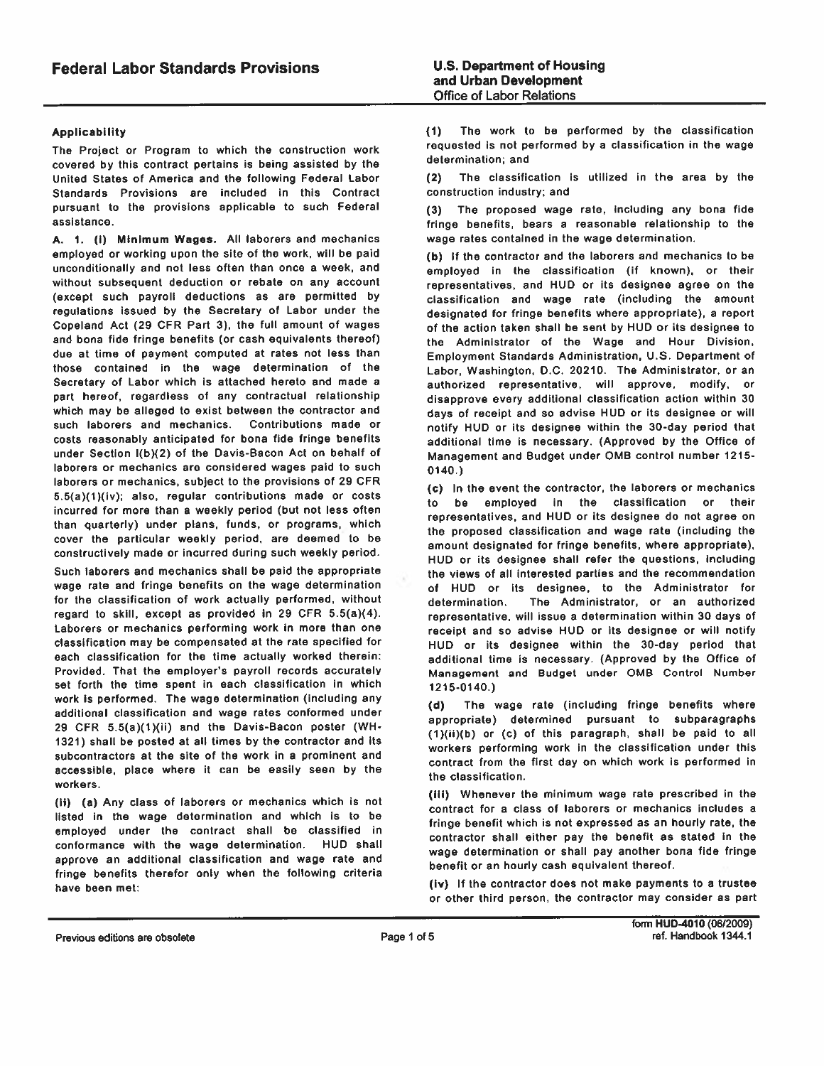# Federal Labor Standards Provisions

**U.S. Department of Housing and Urban Development**
Office of Labor Relations

**Applicability**

The Project or Program to which the construction work covered by this contract pertains is being assisted by the United States of America and the following Federal Labor Standards Provisions are included in this Contract pursuant to the provisions applicable to such Federal assistance.

**A. 1. (i) Minimum Wages.** All laborers and mechanics employed or working upon the site of the work, will be paid unconditionally and not less often than once a week, and without subsequent deduction or rebate on any account (except such payroll deductions as are permitted by regulations issued by the Secretary of Labor under the Copeland Act (29 CFR Part 3), the full amount of wages and bona fide fringe benefits (or cash equivalents thereof) due at time of payment computed at rates not less than those contained in the wage determination of the Secretary of Labor which is attached hereto and made a part hereof, regardless of any contractual relationship which may be alleged to exist between the contractor and such laborers and mechanics. Contributions made or costs reasonably anticipated for bona fide fringe benefits under Section l(b)(2) of the Davis-Bacon Act on behalf of laborers or mechanics are considered wages paid to such laborers or mechanics, subject to the provisions of 29 CFR 5.5(a)(1)(iv); also, regular contributions made or costs incurred for more than a weekly period (but not less often than quarterly) under plans, funds, or programs, which cover the particular weekly period, are deemed to be constructively made or incurred during such weekly period.

Such laborers and mechanics shall be paid the appropriate wage rate and fringe benefits on the wage determination for the classification of work actually performed, without regard to skill, except as provided in 29 CFR 5.5(a)(4). Laborers or mechanics performing work in more than one classification may be compensated at the rate specified for each classification for the time actually worked therein: Provided, That the employer's payroll records accurately set forth the time spent in each classification in which work is performed. The wage determination (including any additional classification and wage rates conformed under 29 CFR 5.5(a)(1)(ii) and the Davis-Bacon poster (WH-1321) shall be posted at all times by the contractor and its subcontractors at the site of the work in a prominent and accessible, place where it can be easily seen by the workers.

**(ii) (a)** Any class of laborers or mechanics which is not listed in the wage determination and which is to be employed under the contract shall be classified in conformance with the wage determination. HUD shall approve an additional classification and wage rate and fringe benefits therefor only when the following criteria have been met:

(1) The work to be performed by the classification requested is not performed by a classification in the wage determination; and

(2) The classification is utilized in the area by the construction industry; and

(3) The proposed wage rate, including any bona fide fringe benefits, bears a reasonable relationship to the wage rates contained in the wage determination.

**(b)** If the contractor and the laborers and mechanics to be employed in the classification (if known), or their representatives, and HUD or its designee agree on the classification and wage rate (including the amount designated for fringe benefits where appropriate), a report of the action taken shall be sent by HUD or its designee to the Administrator of the Wage and Hour Division, Employment Standards Administration, U.S. Department of Labor, Washington, D.C. 20210. The Administrator, or an authorized representative, will approve, modify, or disapprove every additional classification action within 30 days of receipt and so advise HUD or its designee or will notify HUD or its designee within the 30-day period that additional time is necessary. (Approved by the Office of Management and Budget under OMB control number 1215-0140.)

**(c)** In the event the contractor, the laborers or mechanics to be employed in the classification or their representatives, and HUD or its designee do not agree on the proposed classification and wage rate (including the amount designated for fringe benefits, where appropriate), HUD or its designee shall refer the questions, including the views of all interested parties and the recommendation of HUD or its designee, to the Administrator for determination. The Administrator, or an authorized representative, will issue a determination within 30 days of receipt and so advise HUD or its designee or will notify HUD or its designee within the 30-day period that additional time is necessary. (Approved by the Office of Management and Budget under OMB Control Number 1215-0140.)

**(d)** The wage rate (including fringe benefits where appropriate) determined pursuant to subparagraphs (1)(ii)(b) or (c) of this paragraph, shall be paid to all workers performing work in the classification under this contract from the first day on which work is performed in the classification.

**(iii)** Whenever the minimum wage rate prescribed in the contract for a class of laborers or mechanics includes a fringe benefit which is not expressed as an hourly rate, the contractor shall either pay the benefit as stated in the wage determination or shall pay another bona fide fringe benefit or an hourly cash equivalent thereof.

**(iv)** If the contractor does not make payments to a trustee or other third person, the contractor may consider as part

Previous editions are obsolete

form HUD-4010 (06/2009)
ref. Handbook 1344.1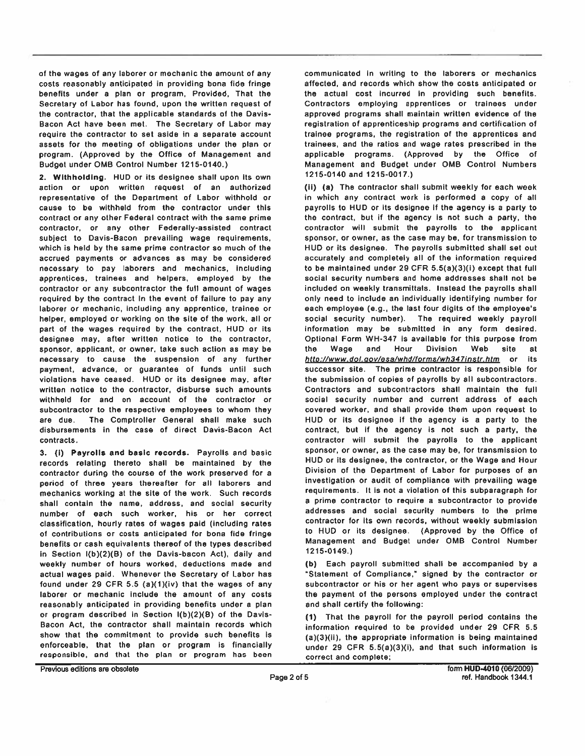of the wages of any laborer or mechanic the amount of any costs reasonably anticipated in providing bona fide fringe benefits under a plan or program, Provided, That the Secretary of Labor has found, upon the written request of the contractor, that the applicable standards of the Davis-Bacon Act have been met. The Secretary of Labor may require the contractor to set aside in a separate account assets for the meeting of obligations under the plan or program. (Approved by the Office of Management and Budget under OMB Control Number 1215-0140.)

**2. Withholding.** HUD or its designee shall upon its own action or upon written request of an authorized representative of the Department of Labor withhold or cause to be withheld from the contractor under this contract or any other Federal contract with the same prime contractor, or any other Federally-assisted contract subject to Davis-Bacon prevailing wage requirements, which is held by the same prime contractor so much of the accrued payments or advances as may be considered necessary to pay laborers and mechanics, including apprentices, trainees and helpers, employed by the contractor or any subcontractor the full amount of wages required by the contract In the event of failure to pay any laborer or mechanic, including any apprentice, trainee or helper, employed or working on the site of the work, all or part of the wages required by the contract, HUD or its designee may, after written notice to the contractor, sponsor, applicant, or owner, take such action as may be necessary to cause the suspension of any further payment, advance, or guarantee of funds until such violations have ceased. HUD or its designee may, after written notice to the contractor, disburse such amounts withheld for and on account of the contractor or subcontractor to the respective employees to whom they are due. The Comptroller General shall make such disbursements in the case of direct Davis-Bacon Act contracts.

**3. (i) Payrolls and basic records.** Payrolls and basic records relating thereto shall be maintained by the contractor during the course of the work preserved for a period of three years thereafter for all laborers and mechanics working at the site of the work. Such records shall contain the name, address, and social security number of each such worker, his or her correct classification, hourly rates of wages paid (including rates of contributions or costs anticipated for bona fide fringe benefits or cash equivalents thereof of the types described in Section l(b)(2)(B) of the Davis-bacon Act), daily and weekly number of hours worked, deductions made and actual wages paid. Whenever the Secretary of Labor has found under 29 CFR 5.5 (a)(1)(iv) that the wages of any laborer or mechanic include the amount of any costs reasonably anticipated in providing benefits under a plan or program described in Section l(b)(2)(B) of the Davis-Bacon Act, the contractor shall maintain records which show that the commitment to provide such benefits is enforceable, that the plan or program is financially responsible, and that the plan or program has been communicated in writing to the laborers or mechanics affected, and records which show the costs anticipated or the actual cost incurred in providing such benefits. Contractors employing apprentices or trainees under approved programs shall maintain written evidence of the registration of apprenticeship programs and certification of trainee programs, the registration of the apprentices and trainees, and the ratios and wage rates prescribed in the applicable programs. (Approved by the Office of Management and Budget under OMB Control Numbers 1215-0140 and 1215-0017.)

**(ii) (a)** The contractor shall submit weekly for each week in which any contract work is performed a copy of all payrolls to HUD or its designee if the agency is a party to the contract, but if the agency is not such a party, the contractor will submit the payrolls to the applicant sponsor, or owner, as the case may be, for transmission to HUD or its designee. The payrolls submitted shall set out accurately and completely all of the information required to be maintained under 29 CFR 5.5(a)(3)(i) except that full social security numbers and home addresses shall not be included on weekly transmittals. Instead the payrolls shall only need to include an individually identifying number for each employee (e.g., the last four digits of the employee's social security number). The required weekly payroll information may be submitted in any form desired. Optional Form WH-347 is available for this purpose from the Wage and Hour Division Web site at *http://www.dol.gov/esa/whd/forms/wh347instr.htm* or its successor site. The prime contractor is responsible for the submission of copies of payrolls by all subcontractors. Contractors and subcontractors shall maintain the full social security number and current address of each covered worker, and shall provide them upon request to HUD or its designee if the agency is a party to the contract, but if the agency is not such a party, the contractor will submit the payrolls to the applicant sponsor, or owner, as the case may be, for transmission to HUD or its designee, the contractor, or the Wage and Hour Division of the Department of Labor for purposes of an investigation or audit of compliance with prevailing wage requirements. It is not a violation of this subparagraph for a prime contractor to require a subcontractor to provide addresses and social security numbers to the prime contractor for its own records, without weekly submission to HUD or its designee. (Approved by the Office of Management and Budget under OMB Control Number 1215-0149.)

**(b)** Each payroll submitted shall be accompanied by a "Statement of Compliance," signed by the contractor or subcontractor or his or her agent who pays or supervises the payment of the persons employed under the contract and shall certify the following:

**(1)** That the payroll for the payroll period contains the information required to be provided under 29 CFR 5.5 (a)(3)(ii), the appropriate information is being maintained under 29 CFR 5.5(a)(3)(i), and that such information is correct and complete;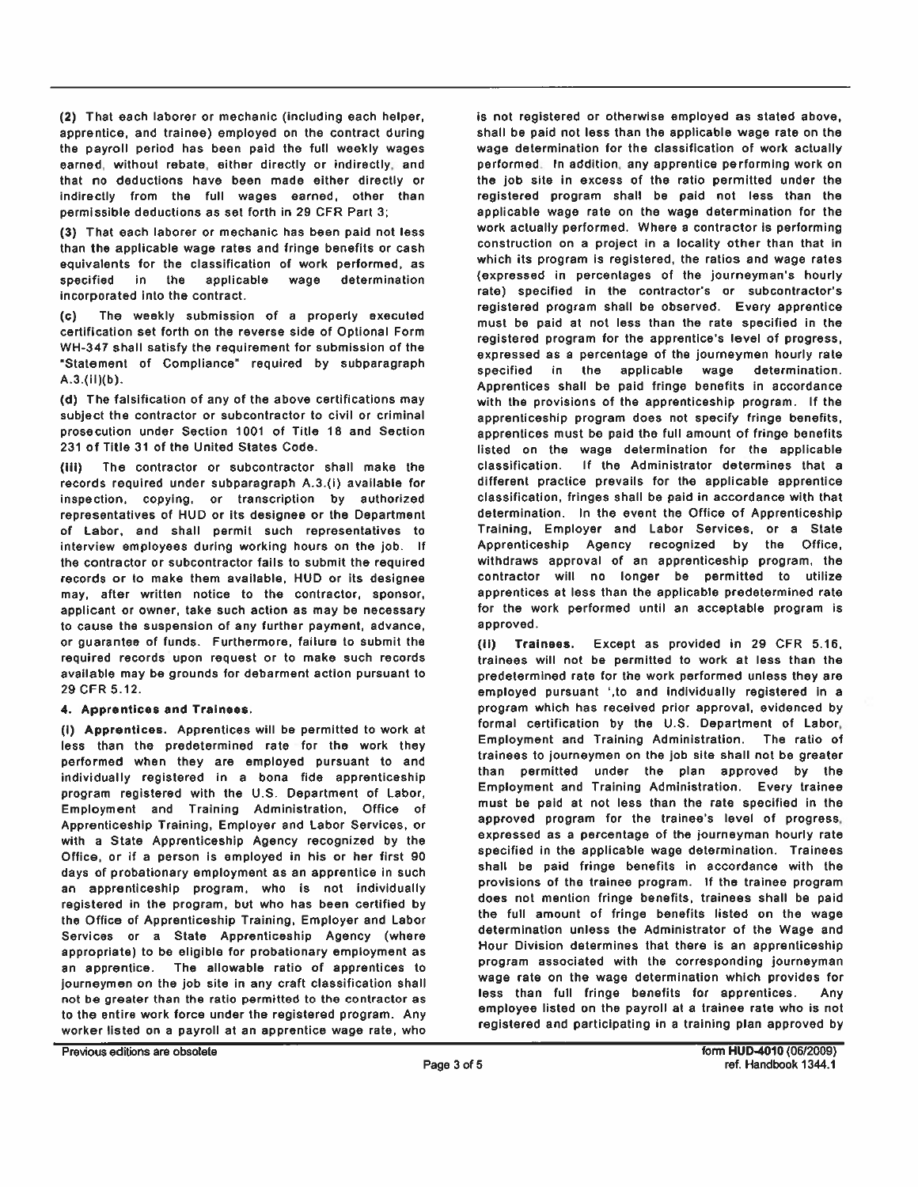(2) That each laborer or mechanic (including each helper, apprentice, and trainee) employed on the contract during the payroll period has been paid the full weekly wages earned, without rebate, either directly or indirectly, and that no deductions have been made either directly or indirectly from the full wages earned, other than permissible deductions as set forth in 29 CFR Part 3;

(3) That each laborer or mechanic has been paid not less than the applicable wage rates and fringe benefits or cash equivalents for the classification of work performed, as specified in the applicable wage determination incorporated into the contract.

(c) The weekly submission of a properly executed certification set forth on the reverse side of Optional Form WH-347 shall satisfy the requirement for submission of the "Statement of Compliance" required by subparagraph A.3.(ii)(b).

(d) The falsification of any of the above certifications may subject the contractor or subcontractor to civil or criminal prosecution under Section 1001 of Title 18 and Section 231 of Title 31 of the United States Code.

(iii) The contractor or subcontractor shall make the records required under subparagraph A.3.(i) available for inspection, copying, or transcription by authorized representatives of HUD or its designee or the Department of Labor, and shall permit such representatives to interview employees during working hours on the job. If the contractor or subcontractor fails to submit the required records or to make them available, HUD or its designee may, after written notice to the contractor, sponsor, applicant or owner, take such action as may be necessary to cause the suspension of any further payment, advance, or guarantee of funds. Furthermore, failure to submit the required records upon request or to make such records available may be grounds for debarment action pursuant to 29 CFR 5.12.

**4. Apprentices and Trainees.**

**(i) Apprentices.** Apprentices will be permitted to work at less than the predetermined rate for the work they performed when they are employed pursuant to and individually registered in a bona fide apprenticeship program registered with the U.S. Department of Labor, Employment and Training Administration, Office of Apprenticeship Training, Employer and Labor Services, or with a State Apprenticeship Agency recognized by the Office, or if a person is employed in his or her first 90 days of probationary employment as an apprentice in such an apprenticeship program, who is not individually registered in the program, but who has been certified by the Office of Apprenticeship Training, Employer and Labor Services or a State Apprenticeship Agency (where appropriate) to be eligible for probationary employment as an apprentice. The allowable ratio of apprentices to journeymen on the job site in any craft classification shall not be greater than the ratio permitted to the contractor as to the entire work force under the registered program. Any worker listed on a payroll at an apprentice wage rate, who is not registered or otherwise employed as stated above, shall be paid not less than the applicable wage rate on the wage determination for the classification of work actually performed. In addition, any apprentice performing work on the job site in excess of the ratio permitted under the registered program shall be paid not less than the applicable wage rate on the wage determination for the work actually performed. Where a contractor is performing construction on a project in a locality other than that in which its program is registered, the ratios and wage rates (expressed in percentages of the journeyman's hourly rate) specified in the contractor's or subcontractor's registered program shall be observed. Every apprentice must be paid at not less than the rate specified in the registered program for the apprentice's level of progress, expressed as a percentage of the journeymen hourly rate specified in the applicable wage determination. Apprentices shall be paid fringe benefits in accordance with the provisions of the apprenticeship program. If the apprenticeship program does not specify fringe benefits, apprentices must be paid the full amount of fringe benefits listed on the wage determination for the applicable classification. If the Administrator determines that a different practice prevails for the applicable apprentice classification, fringes shall be paid in accordance with that determination. In the event the Office of Apprenticeship Training, Employer and Labor Services, or a State Apprenticeship Agency recognized by the Office, withdraws approval of an apprenticeship program, the contractor will no longer be permitted to utilize apprentices at less than the applicable predetermined rate for the work performed until an acceptable program is approved.

**(ii) Trainees.** Except as provided in 29 CFR 5.16, trainees will not be permitted to work at less than the predetermined rate for the work performed unless they are employed pursuant ',to and individually registered in a program which has received prior approval, evidenced by formal certification by the U.S. Department of Labor, Employment and Training Administration. The ratio of trainees to journeymen on the job site shall not be greater than permitted under the plan approved by the Employment and Training Administration. Every trainee must be paid at not less than the rate specified in the approved program for the trainee's level of progress, expressed as a percentage of the journeyman hourly rate specified in the applicable wage determination. Trainees shall be paid fringe benefits in accordance with the provisions of the trainee program. If the trainee program does not mention fringe benefits, trainees shall be paid the full amount of fringe benefits listed on the wage determination unless the Administrator of the Wage and Hour Division determines that there is an apprenticeship program associated with the corresponding journeyman wage rate on the wage determination which provides for less than full fringe benefits for apprentices. Any employee listed on the payroll at a trainee rate who is not registered and participating in a training plan approved by

Previous editions are obsolete

form HUD-4010 (06/2009)
ref. Handbook 1344.1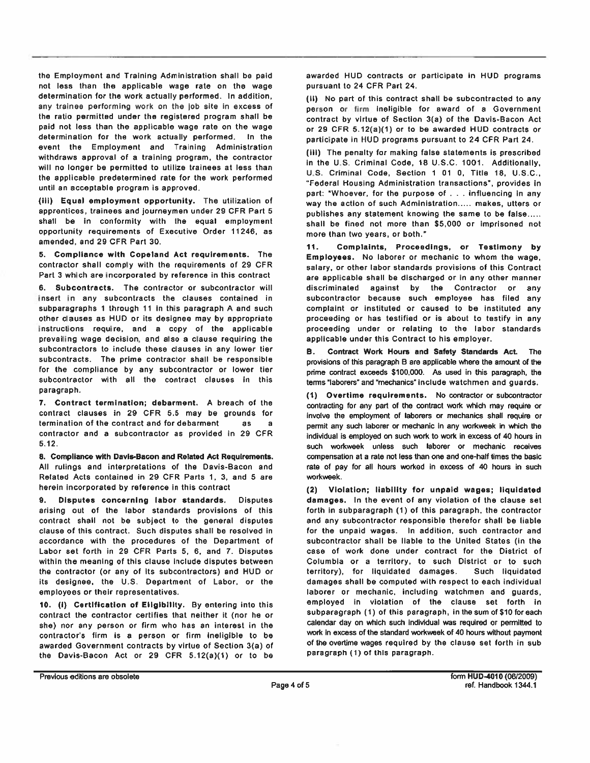the Employment and Training Administration shall be paid not less than the applicable wage rate on the wage determination for the work actually performed. In addition, any trainee performing work on the job site in excess of the ratio permitted under the registered program shall be paid not less than the applicable wage rate on the wage determination for the work actually performed. In the event the Employment and Training Administration withdraws approval of a training program, the contractor will no longer be permitted to utilize trainees at less than the applicable predetermined rate for the work performed until an acceptable program is approved.

**(iii) Equal employment opportunity.** The utilization of apprentices, trainees and journeymen under 29 CFR Part 5 shall be in conformity with the equal employment opportunity requirements of Executive Order 11246, as amended, and 29 CFR Part 30.

**5. Compliance with Copeland Act requirements.** The contractor shall comply with the requirements of 29 CFR Part 3 which are incorporated by reference in this contract

**6. Subcontracts.** The contractor or subcontractor will insert in any subcontracts the clauses contained in subparagraphs 1 through 11 in this paragraph A and such other clauses as HUD or its designee may by appropriate instructions require, and a copy of the applicable prevailing wage decision, and also a clause requiring the subcontractors to include these clauses in any lower tier subcontracts. The prime contractor shall be responsible for the compliance by any subcontractor or lower tier subcontractor with all the contract clauses in this paragraph.

**7. Contract termination; debarment.** A breach of the contract clauses in 29 CFR 5.5 may be grounds for termination of the contract and for debarment as a contractor and a subcontractor as provided in 29 CFR 5.12.

**8. Compliance with Davis-Bacon and Related Act Requirements.** All rulings and interpretations of the Davis-Bacon and Related Acts contained in 29 CFR Parts 1, 3, and 5 are herein incorporated by reference in this contract

**9. Disputes concerning labor standards.** Disputes arising out of the labor standards provisions of this contract shall not be subject to the general disputes clause of this contract. Such disputes shall be resolved in accordance with the procedures of the Department of Labor set forth in 29 CFR Parts 5, 6, and 7. Disputes within the meaning of this clause include disputes between the contractor (or any of its subcontractors) and HUD or its designee, the U.S. Department of Labor, or the employees or their representatives.

**10. (i) Certification of Eligibility.** By entering into this contract the contractor certifies that neither it (nor he or she) nor any person or firm who has an interest in the contractor's firm is a person or firm ineligible to be awarded Government contracts by virtue of Section 3(a) of the Davis-Bacon Act or 29 CFR 5.12(a)(1) or to be awarded HUD contracts or participate in HUD programs pursuant to 24 CFR Part 24.

**(ii)** No part of this contract shall be subcontracted to any person or firm ineligible for award of a Government contract by virtue of Section 3(a) of the Davis-Bacon Act or 29 CFR 5.12(a)(1) or to be awarded HUD contracts or participate in HUD programs pursuant to 24 CFR Part 24.

**(iii)** The penalty for making false statements is prescribed in the U.S. Criminal Code, 18 U.S.C. 1001. Additionally, U.S. Criminal Code, Section 1 01 0, Title 18, U.S.C., "Federal Housing Administration transactions", provides in part: "Whoever, for the purpose of . . . influencing in any way the action of such Administration..... makes, utters or publishes any statement knowing the same to be false..... shall be fined not more than $5,000 or imprisoned not more than two years, or both."

**11. Complaints, Proceedings, or Testimony by Employees.** No laborer or mechanic to whom the wage, salary, or other labor standards provisions of this Contract are applicable shall be discharged or in any other manner discriminated against by the Contractor or any subcontractor because such employee has filed any complaint or instituted or caused to be instituted any proceeding or has testified or is about to testify in any proceeding under or relating to the labor standards applicable under this Contract to his employer.

**B. Contract Work Hours and Safety Standards Act.** The provisions of this paragraph B are applicable where the amount of the prime contract exceeds $100,000. As used in this paragraph, the terms "laborers" and "mechanics" include watchmen and guards.

**(1) Overtime requirements.** No contractor or subcontractor contracting for any part of the contract work which may require or involve the employment of laborers or mechanics shall require or permit any such laborer or mechanic in any workweek in which the individual is employed on such work to work in excess of 40 hours in such workweek unless such laborer or mechanic receives compensation at a rate not less than one and one-half times the basic rate of pay for all hours worked in excess of 40 hours in such workweek.

**(2) Violation; liability for unpaid wages; liquidated damages.** In the event of any violation of the clause set forth in subparagraph (1) of this paragraph, the contractor and any subcontractor responsible therefor shall be liable for the unpaid wages. In addition, such contractor and subcontractor shall be liable to the United States (in the case of work done under contract for the District of Columbia or a territory, to such District or to such territory), for liquidated damages. Such liquidated damages shall be computed with respect to each individual laborer or mechanic, including watchmen and guards, employed in violation of the clause set forth in subparagraph (1) of this paragraph, in the sum of $10 for each calendar day on which such individual was required or permitted to work in excess of the standard workweek of 40 hours without payment of the overtime wages required by the clause set forth in sub paragraph (1) of this paragraph.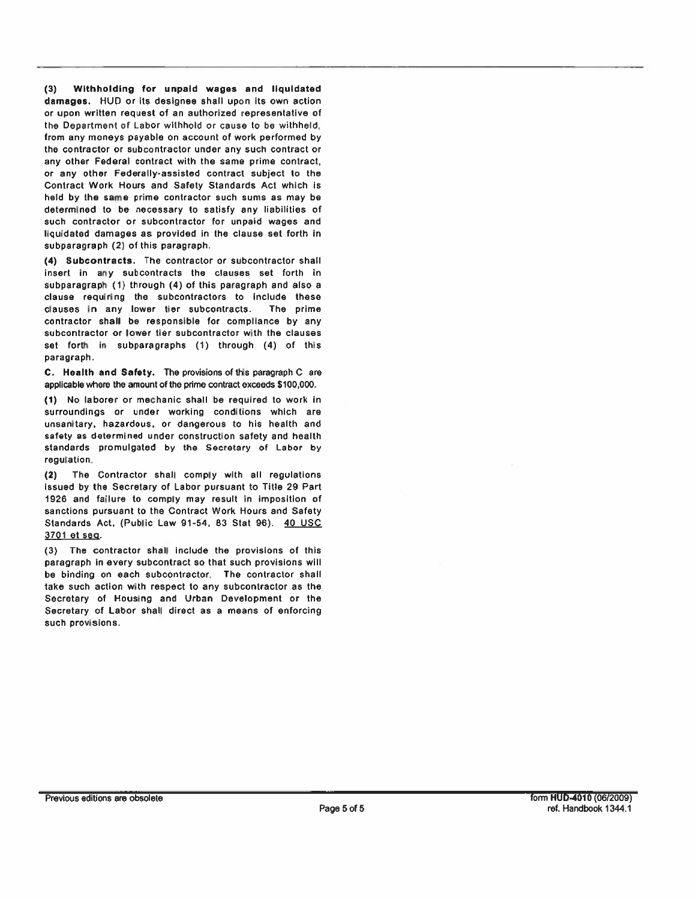**(3) Withholding for unpaid wages and liquidated damages.** HUD or its designee shall upon its own action or upon written request of an authorized representative of the Department of Labor withhold or cause to be withheld, from any moneys payable on account of work performed by the contractor or subcontractor under any such contract or any other Federal contract with the same prime contract, or any other Federally-assisted contract subject to the Contract Work Hours and Safety Standards Act which is held by the same prime contractor such sums as may be determined to be necessary to satisfy any liabilities of such contractor or subcontractor for unpaid wages and liquidated damages as provided in the clause set forth in subparagraph (2) of this paragraph.

**(4) Subcontracts.** The contractor or subcontractor shall insert in any subcontracts the clauses set forth in subparagraph (1) through (4) of this paragraph and also a clause requiring the subcontractors to include these clauses in any lower tier subcontracts. The prime contractor shall be responsible for compliance by any subcontractor or lower tier subcontractor with the clauses set forth in subparagraphs (1) through (4) of this paragraph.

**C. Health and Safety.** The provisions of this paragraph C are applicable where the amount of the prime contract exceeds $100,000.

**(1)** No laborer or mechanic shall be required to work in surroundings or under working conditions which are unsanitary, hazardous, or dangerous to his health and safety as determined under construction safety and health standards promulgated by the Secretary of Labor by regulation.

**(2)** The Contractor shall comply with all regulations issued by the Secretary of Labor pursuant to Title 29 Part 1926 and failure to comply may result in imposition of sanctions pursuant to the Contract Work Hours and Safety Standards Act, (Public Law 91-54, 83 Stat 96). 40 USC 3701 et seq.

(3) The contractor shall include the provisions of this paragraph in every subcontract so that such provisions will be binding on each subcontractor. The contractor shall take such action with respect to any subcontractor as the Secretary of Housing and Urban Development or the Secretary of Labor shall direct as a means of enforcing such provisions.

Previous editions are obsolete

form HUD-4010 (06/2009)
ref. Handbook 1344.1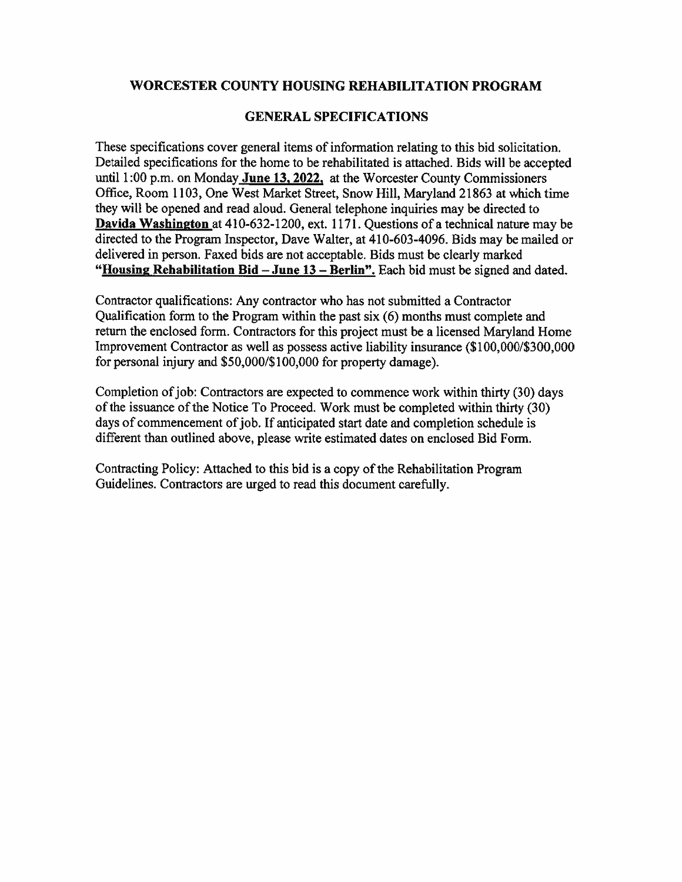## WORCESTER COUNTY HOUSING REHABILITATION PROGRAM

## GENERAL SPECIFICATIONS

These specifications cover general items of information relating to this bid solicitation. Detailed specifications for the home to be rehabilitated is attached. Bids will be accepted until 1:00 p.m. on Monday **June 13, 2022,** at the Worcester County Commissioners Office, Room 1103, One West Market Street, Snow Hill, Maryland 21863 at which time they will be opened and read aloud. General telephone inquiries may be directed to **Davida Washington** at 410-632-1200, ext. 1171. Questions of a technical nature may be directed to the Program Inspector, Dave Walter, at 410-603-4096. Bids may be mailed or delivered in person. Faxed bids are not acceptable. Bids must be clearly marked **"Housing Rehabilitation Bid – June 13 – Berlin".** Each bid must be signed and dated.

Contractor qualifications: Any contractor who has not submitted a Contractor Qualification form to the Program within the past six (6) months must complete and return the enclosed form. Contractors for this project must be a licensed Maryland Home Improvement Contractor as well as possess active liability insurance ($100,000/$300,000 for personal injury and $50,000/$100,000 for property damage).

Completion of job: Contractors are expected to commence work within thirty (30) days of the issuance of the Notice To Proceed. Work must be completed within thirty (30) days of commencement of job. If anticipated start date and completion schedule is different than outlined above, please write estimated dates on enclosed Bid Form.

Contracting Policy: Attached to this bid is a copy of the Rehabilitation Program Guidelines. Contractors are urged to read this document carefully.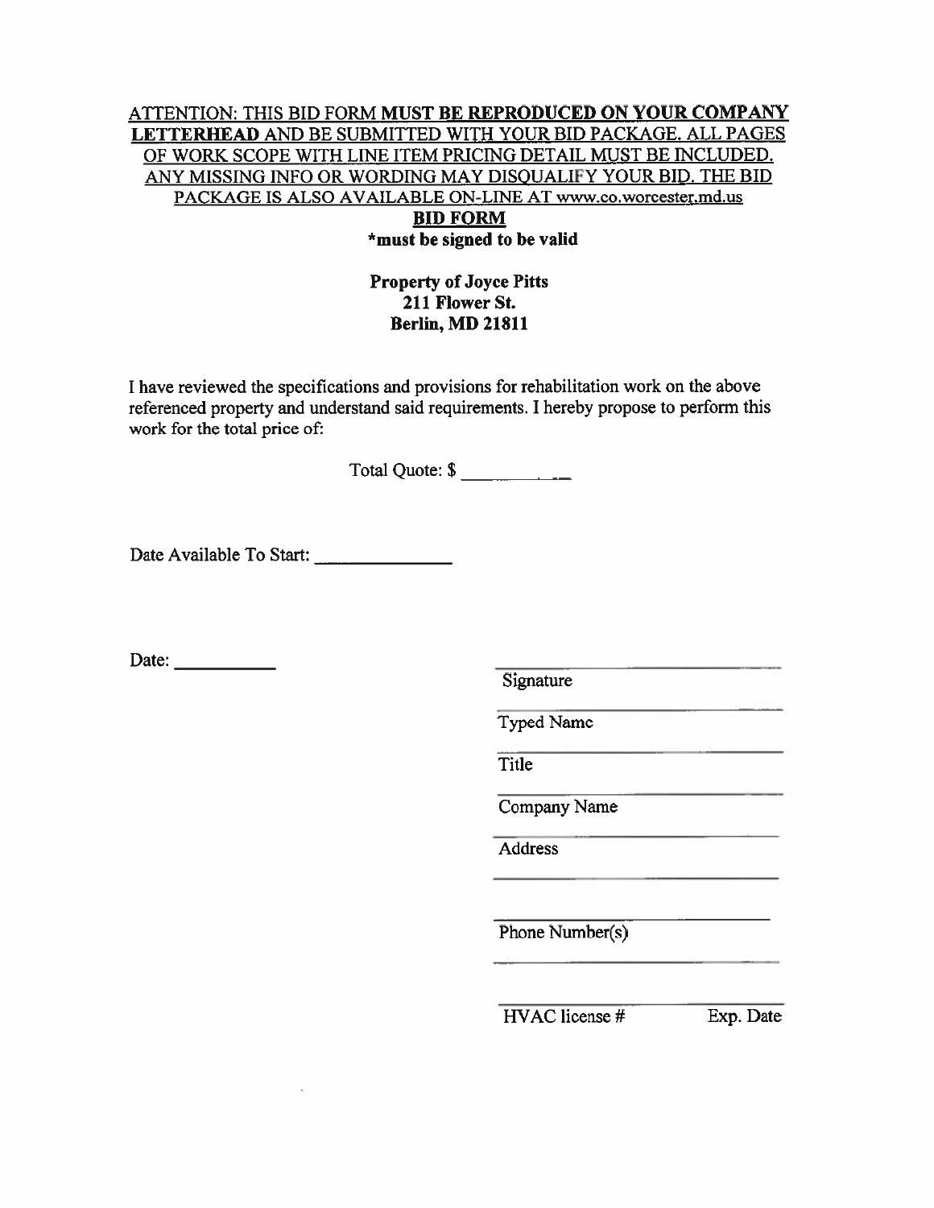<u>ATTENTION: THIS BID FORM **MUST BE REPRODUCED ON YOUR COMPANY LETTERHEAD** AND BE SUBMITTED WITH YOUR BID PACKAGE. ALL PAGES OF WORK SCOPE WITH LINE ITEM PRICING DETAIL MUST BE INCLUDED. ANY MISSING INFO OR WORDING MAY DISQUALIFY YOUR BID. THE BID PACKAGE IS ALSO AVAILABLE ON-LINE AT www.co.worcester.md.us</u>

## <u>BID FORM</u>

**\*must be signed to be valid**

**Property of Joyce Pitts**
**211 Flower St.**
**Berlin, MD 21811**

I have reviewed the specifications and provisions for rehabilitation work on the above referenced property and understand said requirements. I hereby propose to perform this work for the total price of:

Total Quote: $ ________.__

Date Available To Start: ______________

Date: __________

______________________________
Signature

______________________________
Typed Name

______________________________
Title

______________________________
Company Name

______________________________
Address

______________________________

______________________________
Phone Number(s)

______________________________

______________________________
HVAC license # Exp. Date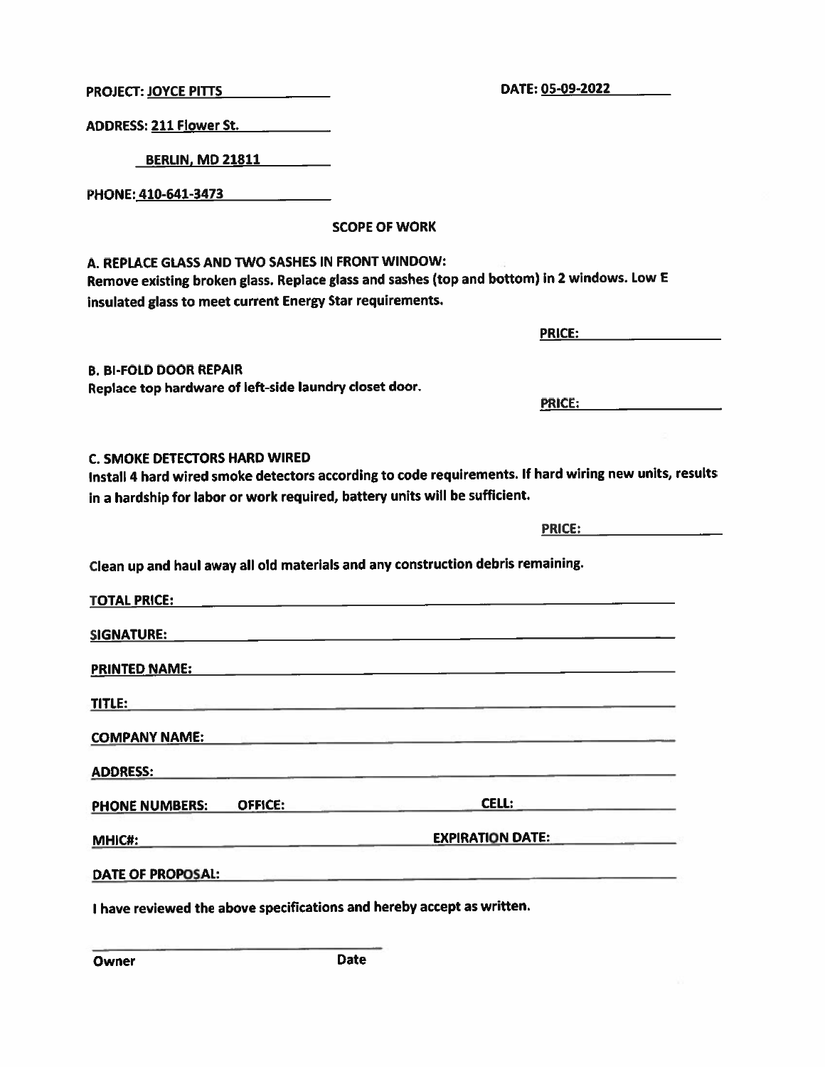**PROJECT:** JOYCE PITTS **DATE:** 05-09-2022

**ADDRESS:** 211 Flower St.

BERLIN, MD 21811

**PHONE:** 410-641-3473

## SCOPE OF WORK

**A. REPLACE GLASS AND TWO SASHES IN FRONT WINDOW:**
Remove existing broken glass. Replace glass and sashes (top and bottom) in 2 windows. Low E insulated glass to meet current Energy Star requirements.

**PRICE:** ________________

**B. BI-FOLD DOOR REPAIR**
Replace top hardware of left-side laundry closet door.

**PRICE:** ________________

**C. SMOKE DETECTORS HARD WIRED**
Install 4 hard wired smoke detectors according to code requirements. If hard wiring new units, results in a hardship for labor or work required, battery units will be sufficient.

**PRICE:** ________________

Clean up and haul away all old materials and any construction debris remaining.

**TOTAL PRICE:** ________________________________

**SIGNATURE:** ________________________________

**PRINTED NAME:** ________________________________

**TITLE:** ________________________________

**COMPANY NAME:** ________________________________

**ADDRESS:** ________________________________

**PHONE NUMBERS: OFFICE:** ________________ **CELL:** ________________

**MHIC#:** ________________ **EXPIRATION DATE:** ________________

**DATE OF PROPOSAL:** ________________________________

I have reviewed the above specifications and hereby accept as written.

________________________________

Owner Date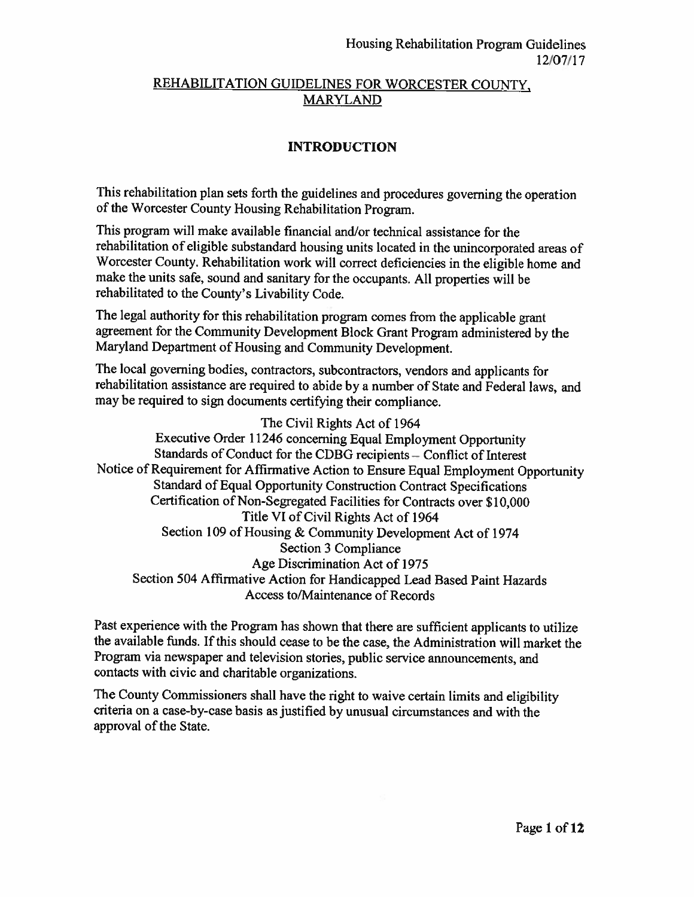# REHABILITATION GUIDELINES FOR WORCESTER COUNTY, MARYLAND

## INTRODUCTION

This rehabilitation plan sets forth the guidelines and procedures governing the operation of the Worcester County Housing Rehabilitation Program.

This program will make available financial and/or technical assistance for the rehabilitation of eligible substandard housing units located in the unincorporated areas of Worcester County. Rehabilitation work will correct deficiencies in the eligible home and make the units safe, sound and sanitary for the occupants. All properties will be rehabilitated to the County's Livability Code.

The legal authority for this rehabilitation program comes from the applicable grant agreement for the Community Development Block Grant Program administered by the Maryland Department of Housing and Community Development.

The local governing bodies, contractors, subcontractors, vendors and applicants for rehabilitation assistance are required to abide by a number of State and Federal laws, and may be required to sign documents certifying their compliance.

The Civil Rights Act of 1964
Executive Order 11246 concerning Equal Employment Opportunity
Standards of Conduct for the CDBG recipients – Conflict of Interest
Notice of Requirement for Affirmative Action to Ensure Equal Employment Opportunity
Standard of Equal Opportunity Construction Contract Specifications
Certification of Non-Segregated Facilities for Contracts over $10,000
Title VI of Civil Rights Act of 1964
Section 109 of Housing & Community Development Act of 1974
Section 3 Compliance
Age Discrimination Act of 1975
Section 504 Affirmative Action for Handicapped Lead Based Paint Hazards
Access to/Maintenance of Records

Past experience with the Program has shown that there are sufficient applicants to utilize the available funds. If this should cease to be the case, the Administration will market the Program via newspaper and television stories, public service announcements, and contacts with civic and charitable organizations.

The County Commissioners shall have the right to waive certain limits and eligibility criteria on a case-by-case basis as justified by unusual circumstances and with the approval of the State.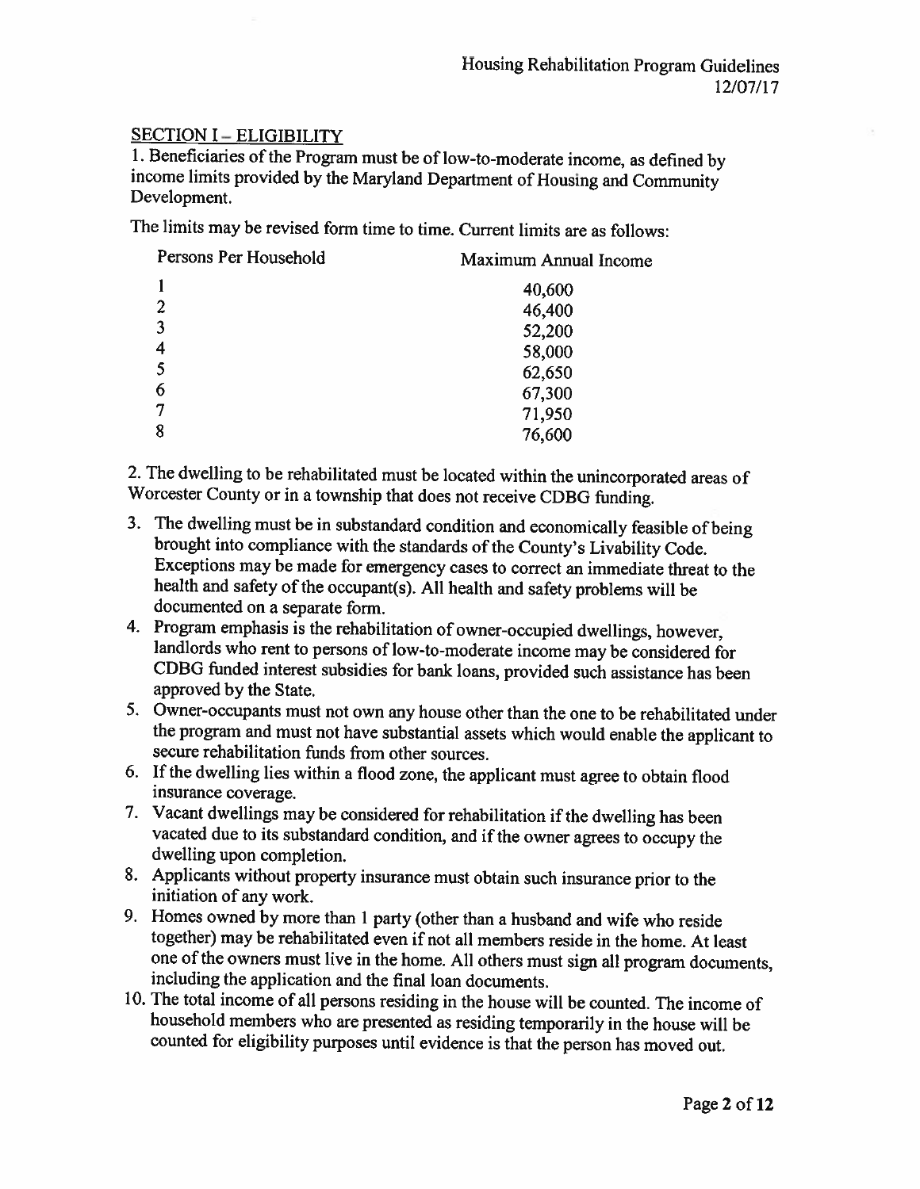## SECTION I – ELIGIBILITY

1. Beneficiaries of the Program must be of low-to-moderate income, as defined by income limits provided by the Maryland Department of Housing and Community Development.

The limits may be revised form time to time. Current limits are as follows:

| Persons Per Household | Maximum Annual Income |
|---|---|
| 1 | 40,600 |
| 2 | 46,400 |
| 3 | 52,200 |
| 4 | 58,000 |
| 5 | 62,650 |
| 6 | 67,300 |
| 7 | 71,950 |
| 8 | 76,600 |

2. The dwelling to be rehabilitated must be located within the unincorporated areas of Worcester County or in a township that does not receive CDBG funding.
3. The dwelling must be in substandard condition and economically feasible of being brought into compliance with the standards of the County's Livability Code. Exceptions may be made for emergency cases to correct an immediate threat to the health and safety of the occupant(s). All health and safety problems will be documented on a separate form.
4. Program emphasis is the rehabilitation of owner-occupied dwellings, however, landlords who rent to persons of low-to-moderate income may be considered for CDBG funded interest subsidies for bank loans, provided such assistance has been approved by the State.
5. Owner-occupants must not own any house other than the one to be rehabilitated under the program and must not have substantial assets which would enable the applicant to secure rehabilitation funds from other sources.
6. If the dwelling lies within a flood zone, the applicant must agree to obtain flood insurance coverage.
7. Vacant dwellings may be considered for rehabilitation if the dwelling has been vacated due to its substandard condition, and if the owner agrees to occupy the dwelling upon completion.
8. Applicants without property insurance must obtain such insurance prior to the initiation of any work.
9. Homes owned by more than 1 party (other than a husband and wife who reside together) may be rehabilitated even if not all members reside in the home. At least one of the owners must live in the home. All others must sign all program documents, including the application and the final loan documents.
10. The total income of all persons residing in the house will be counted. The income of household members who are presented as residing temporarily in the house will be counted for eligibility purposes until evidence is that the person has moved out.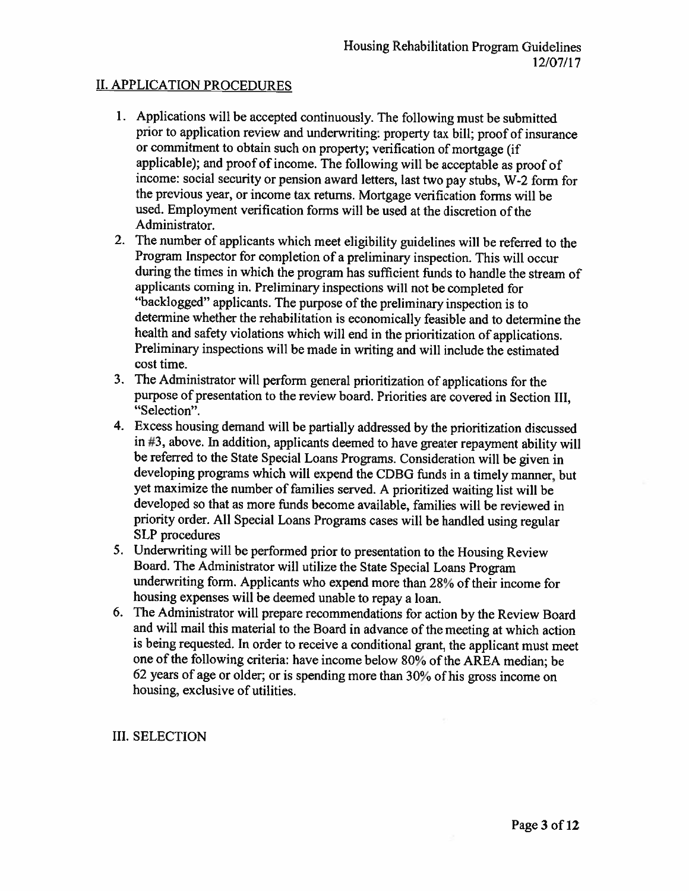## II. APPLICATION PROCEDURES

1. Applications will be accepted continuously. The following must be submitted prior to application review and underwriting: property tax bill; proof of insurance or commitment to obtain such on property; verification of mortgage (if applicable); and proof of income. The following will be acceptable as proof of income: social security or pension award letters, last two pay stubs, W-2 form for the previous year, or income tax returns. Mortgage verification forms will be used. Employment verification forms will be used at the discretion of the Administrator.
2. The number of applicants which meet eligibility guidelines will be referred to the Program Inspector for completion of a preliminary inspection. This will occur during the times in which the program has sufficient funds to handle the stream of applicants coming in. Preliminary inspections will not be completed for "backlogged" applicants. The purpose of the preliminary inspection is to determine whether the rehabilitation is economically feasible and to determine the health and safety violations which will end in the prioritization of applications. Preliminary inspections will be made in writing and will include the estimated cost time.
3. The Administrator will perform general prioritization of applications for the purpose of presentation to the review board. Priorities are covered in Section III, "Selection".
4. Excess housing demand will be partially addressed by the prioritization discussed in #3, above. In addition, applicants deemed to have greater repayment ability will be referred to the State Special Loans Programs. Consideration will be given in developing programs which will expend the CDBG funds in a timely manner, but yet maximize the number of families served. A prioritized waiting list will be developed so that as more funds become available, families will be reviewed in priority order. All Special Loans Programs cases will be handled using regular SLP procedures
5. Underwriting will be performed prior to presentation to the Housing Review Board. The Administrator will utilize the State Special Loans Program underwriting form. Applicants who expend more than 28% of their income for housing expenses will be deemed unable to repay a loan.
6. The Administrator will prepare recommendations for action by the Review Board and will mail this material to the Board in advance of the meeting at which action is being requested. In order to receive a conditional grant, the applicant must meet one of the following criteria: have income below 80% of the AREA median; be 62 years of age or older; or is spending more than 30% of his gross income on housing, exclusive of utilities.

## III. SELECTION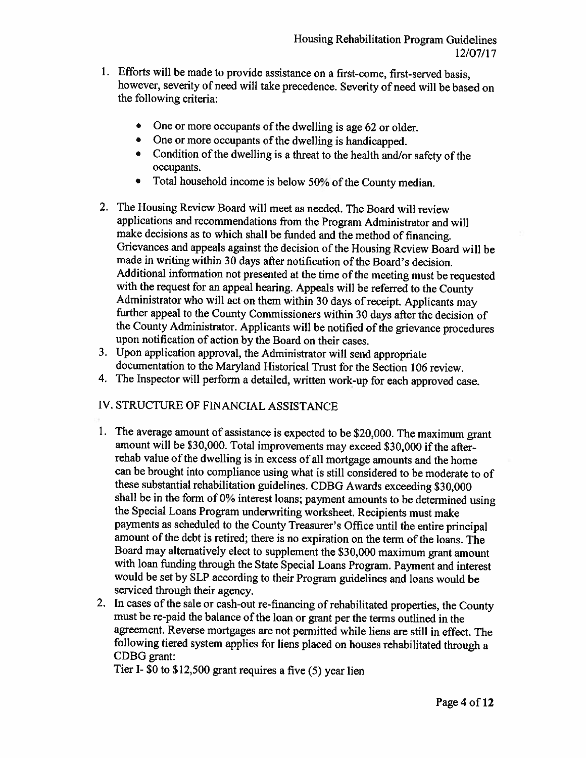1. Efforts will be made to provide assistance on a first-come, first-served basis, however, severity of need will take precedence. Severity of need will be based on the following criteria:

   - One or more occupants of the dwelling is age 62 or older.
   - One or more occupants of the dwelling is handicapped.
   - Condition of the dwelling is a threat to the health and/or safety of the occupants.
   - Total household income is below 50% of the County median.

2. The Housing Review Board will meet as needed. The Board will review applications and recommendations from the Program Administrator and will make decisions as to which shall be funded and the method of financing. Grievances and appeals against the decision of the Housing Review Board will be made in writing within 30 days after notification of the Board's decision. Additional information not presented at the time of the meeting must be requested with the request for an appeal hearing. Appeals will be referred to the County Administrator who will act on them within 30 days of receipt. Applicants may further appeal to the County Commissioners within 30 days after the decision of the County Administrator. Applicants will be notified of the grievance procedures upon notification of action by the Board on their cases.
3. Upon application approval, the Administrator will send appropriate documentation to the Maryland Historical Trust for the Section 106 review.
4. The Inspector will perform a detailed, written work-up for each approved case.

## IV. STRUCTURE OF FINANCIAL ASSISTANCE

1. The average amount of assistance is expected to be $20,000. The maximum grant amount will be $30,000. Total improvements may exceed $30,000 if the after-rehab value of the dwelling is in excess of all mortgage amounts and the home can be brought into compliance using what is still considered to be moderate to of these substantial rehabilitation guidelines. CDBG Awards exceeding $30,000 shall be in the form of 0% interest loans; payment amounts to be determined using the Special Loans Program underwriting worksheet. Recipients must make payments as scheduled to the County Treasurer's Office until the entire principal amount of the debt is retired; there is no expiration on the term of the loans. The Board may alternatively elect to supplement the $30,000 maximum grant amount with loan funding through the State Special Loans Program. Payment and interest would be set by SLP according to their Program guidelines and loans would be serviced through their agency.
2. In cases of the sale or cash-out re-financing of rehabilitated properties, the County must be re-paid the balance of the loan or grant per the terms outlined in the agreement. Reverse mortgages are not permitted while liens are still in effect. The following tiered system applies for liens placed on houses rehabilitated through a CDBG grant:

   Tier I- $0 to $12,500 grant requires a five (5) year lien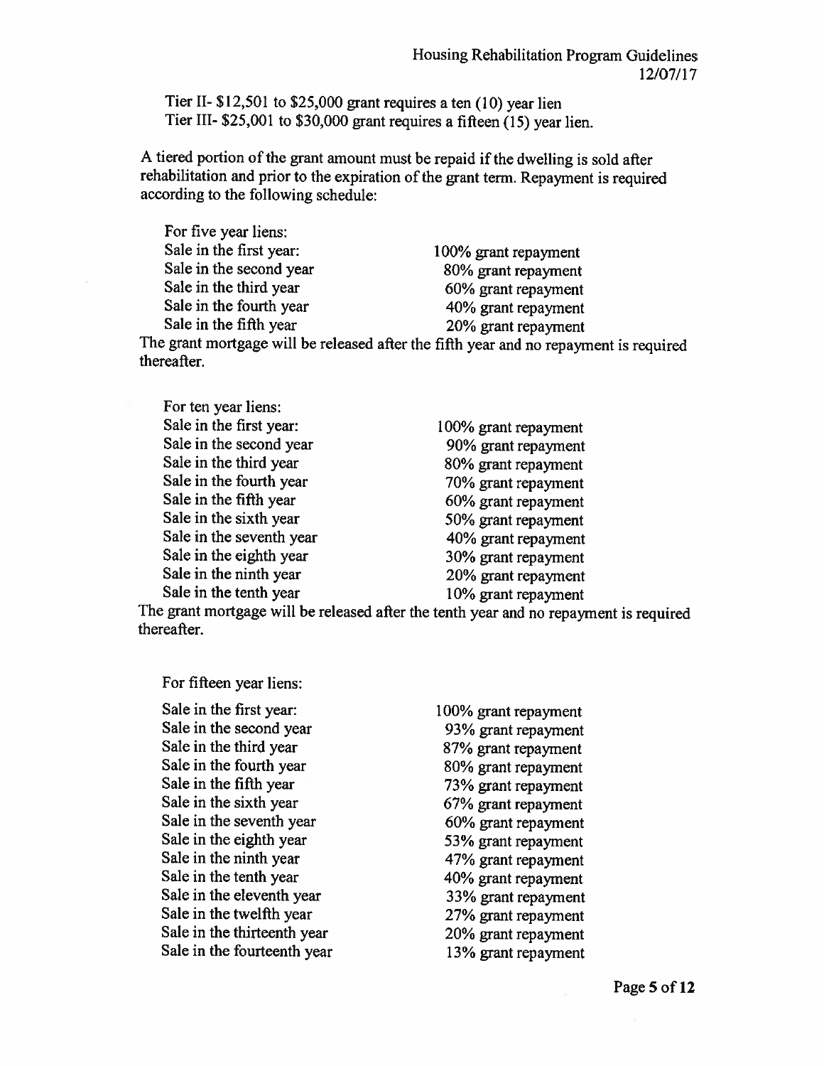Tier II- $12,501 to $25,000 grant requires a ten (10) year lien
Tier III- $25,001 to $30,000 grant requires a fifteen (15) year lien.

A tiered portion of the grant amount must be repaid if the dwelling is sold after rehabilitation and prior to the expiration of the grant term. Repayment is required according to the following schedule:

For five year liens:

| | |
|---|---|
| Sale in the first year: | 100% grant repayment |
| Sale in the second year | 80% grant repayment |
| Sale in the third year | 60% grant repayment |
| Sale in the fourth year | 40% grant repayment |
| Sale in the fifth year | 20% grant repayment |

The grant mortgage will be released after the fifth year and no repayment is required thereafter.

For ten year liens:

| | |
|---|---|
| Sale in the first year: | 100% grant repayment |
| Sale in the second year | 90% grant repayment |
| Sale in the third year | 80% grant repayment |
| Sale in the fourth year | 70% grant repayment |
| Sale in the fifth year | 60% grant repayment |
| Sale in the sixth year | 50% grant repayment |
| Sale in the seventh year | 40% grant repayment |
| Sale in the eighth year | 30% grant repayment |
| Sale in the ninth year | 20% grant repayment |
| Sale in the tenth year | 10% grant repayment |

The grant mortgage will be released after the tenth year and no repayment is required thereafter.

For fifteen year liens:

| | |
|---|---|
| Sale in the first year: | 100% grant repayment |
| Sale in the second year | 93% grant repayment |
| Sale in the third year | 87% grant repayment |
| Sale in the fourth year | 80% grant repayment |
| Sale in the fifth year | 73% grant repayment |
| Sale in the sixth year | 67% grant repayment |
| Sale in the seventh year | 60% grant repayment |
| Sale in the eighth year | 53% grant repayment |
| Sale in the ninth year | 47% grant repayment |
| Sale in the tenth year | 40% grant repayment |
| Sale in the eleventh year | 33% grant repayment |
| Sale in the twelfth year | 27% grant repayment |
| Sale in the thirteenth year | 20% grant repayment |
| Sale in the fourteenth year | 13% grant repayment |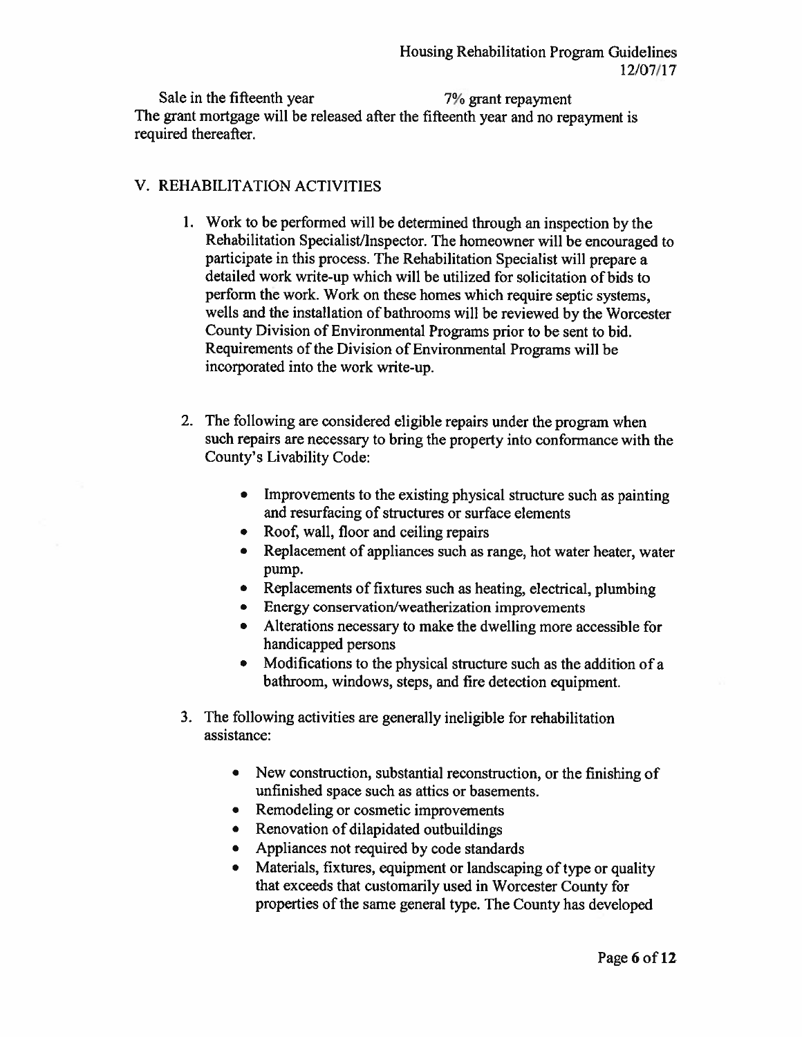Sale in the fifteenth year 7% grant repayment

The grant mortgage will be released after the fifteenth year and no repayment is required thereafter.

## V. REHABILITATION ACTIVITIES

1. Work to be performed will be determined through an inspection by the Rehabilitation Specialist/Inspector. The homeowner will be encouraged to participate in this process. The Rehabilitation Specialist will prepare a detailed work write-up which will be utilized for solicitation of bids to perform the work. Work on these homes which require septic systems, wells and the installation of bathrooms will be reviewed by the Worcester County Division of Environmental Programs prior to be sent to bid. Requirements of the Division of Environmental Programs will be incorporated into the work write-up.

2. The following are considered eligible repairs under the program when such repairs are necessary to bring the property into conformance with the County's Livability Code:

   - Improvements to the existing physical structure such as painting and resurfacing of structures or surface elements
   - Roof, wall, floor and ceiling repairs
   - Replacement of appliances such as range, hot water heater, water pump.
   - Replacements of fixtures such as heating, electrical, plumbing
   - Energy conservation/weatherization improvements
   - Alterations necessary to make the dwelling more accessible for handicapped persons
   - Modifications to the physical structure such as the addition of a bathroom, windows, steps, and fire detection equipment.

3. The following activities are generally ineligible for rehabilitation assistance:

   - New construction, substantial reconstruction, or the finishing of unfinished space such as attics or basements.
   - Remodeling or cosmetic improvements
   - Renovation of dilapidated outbuildings
   - Appliances not required by code standards
   - Materials, fixtures, equipment or landscaping of type or quality that exceeds that customarily used in Worcester County for properties of the same general type. The County has developed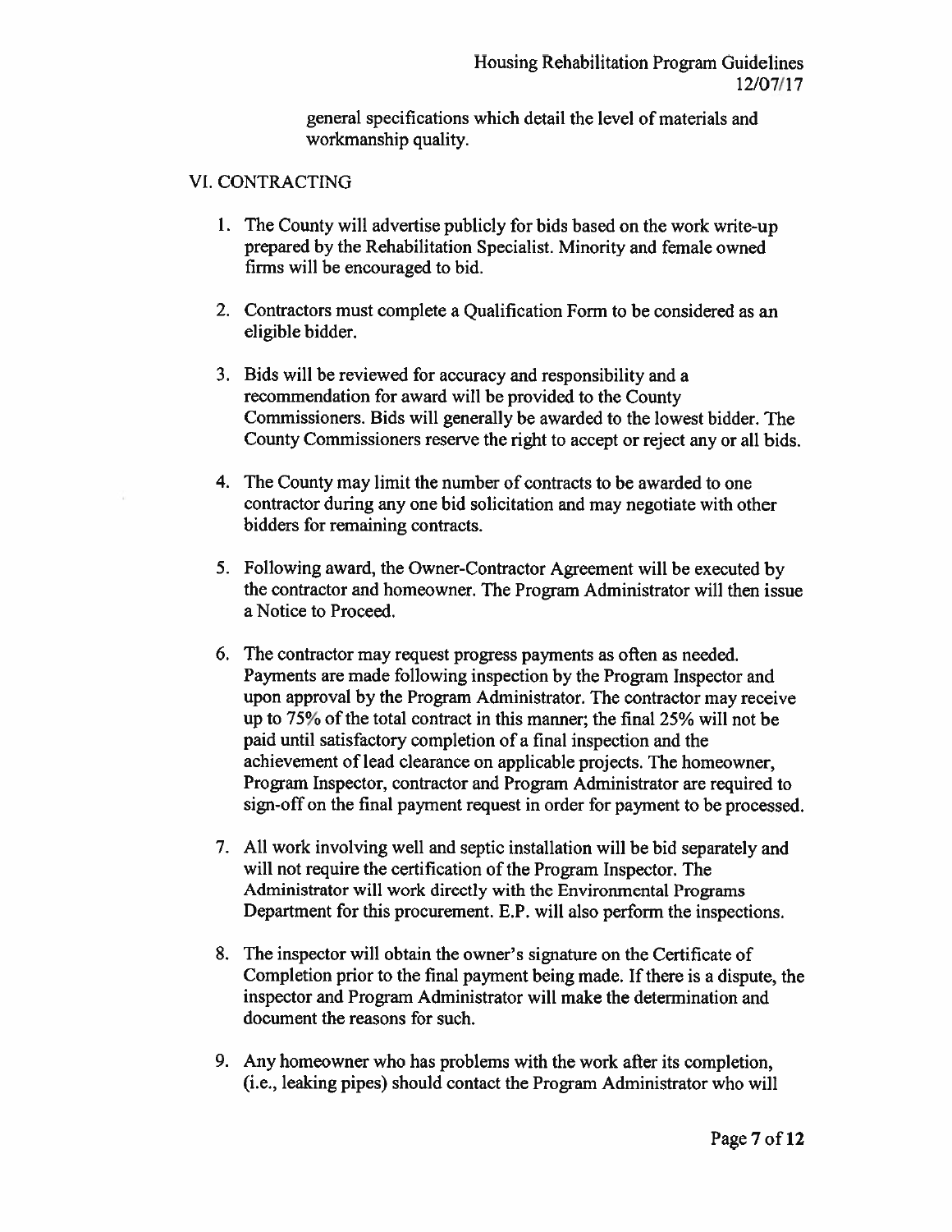general specifications which detail the level of materials and workmanship quality.

## VI. CONTRACTING

1. The County will advertise publicly for bids based on the work write-up prepared by the Rehabilitation Specialist. Minority and female owned firms will be encouraged to bid.

2. Contractors must complete a Qualification Form to be considered as an eligible bidder.

3. Bids will be reviewed for accuracy and responsibility and a recommendation for award will be provided to the County Commissioners. Bids will generally be awarded to the lowest bidder. The County Commissioners reserve the right to accept or reject any or all bids.

4. The County may limit the number of contracts to be awarded to one contractor during any one bid solicitation and may negotiate with other bidders for remaining contracts.

5. Following award, the Owner-Contractor Agreement will be executed by the contractor and homeowner. The Program Administrator will then issue a Notice to Proceed.

6. The contractor may request progress payments as often as needed. Payments are made following inspection by the Program Inspector and upon approval by the Program Administrator. The contractor may receive up to 75% of the total contract in this manner; the final 25% will not be paid until satisfactory completion of a final inspection and the achievement of lead clearance on applicable projects. The homeowner, Program Inspector, contractor and Program Administrator are required to sign-off on the final payment request in order for payment to be processed.

7. All work involving well and septic installation will be bid separately and will not require the certification of the Program Inspector. The Administrator will work directly with the Environmental Programs Department for this procurement. E.P. will also perform the inspections.

8. The inspector will obtain the owner's signature on the Certificate of Completion prior to the final payment being made. If there is a dispute, the inspector and Program Administrator will make the determination and document the reasons for such.

9. Any homeowner who has problems with the work after its completion, (i.e., leaking pipes) should contact the Program Administrator who will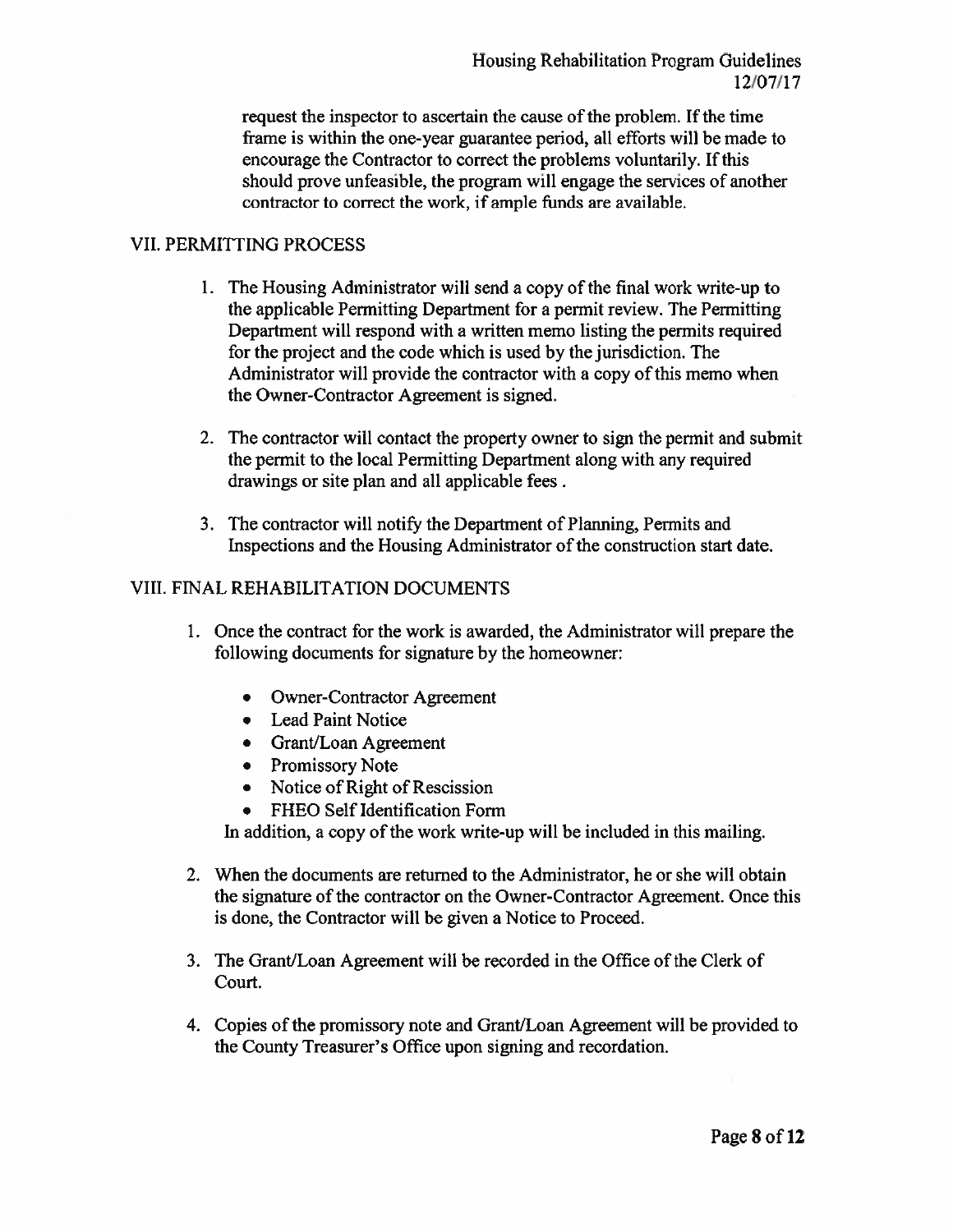request the inspector to ascertain the cause of the problem. If the time frame is within the one-year guarantee period, all efforts will be made to encourage the Contractor to correct the problems voluntarily. If this should prove unfeasible, the program will engage the services of another contractor to correct the work, if ample funds are available.

## VII. PERMITTING PROCESS

1. The Housing Administrator will send a copy of the final work write-up to the applicable Permitting Department for a permit review. The Permitting Department will respond with a written memo listing the permits required for the project and the code which is used by the jurisdiction. The Administrator will provide the contractor with a copy of this memo when the Owner-Contractor Agreement is signed.

2. The contractor will contact the property owner to sign the permit and submit the permit to the local Permitting Department along with any required drawings or site plan and all applicable fees .

3. The contractor will notify the Department of Planning, Permits and Inspections and the Housing Administrator of the construction start date.

## VIII. FINAL REHABILITATION DOCUMENTS

1. Once the contract for the work is awarded, the Administrator will prepare the following documents for signature by the homeowner:

   - Owner-Contractor Agreement
   - Lead Paint Notice
   - Grant/Loan Agreement
   - Promissory Note
   - Notice of Right of Rescission
   - FHEO Self Identification Form

   In addition, a copy of the work write-up will be included in this mailing.

2. When the documents are returned to the Administrator, he or she will obtain the signature of the contractor on the Owner-Contractor Agreement. Once this is done, the Contractor will be given a Notice to Proceed.

3. The Grant/Loan Agreement will be recorded in the Office of the Clerk of Court.

4. Copies of the promissory note and Grant/Loan Agreement will be provided to the County Treasurer's Office upon signing and recordation.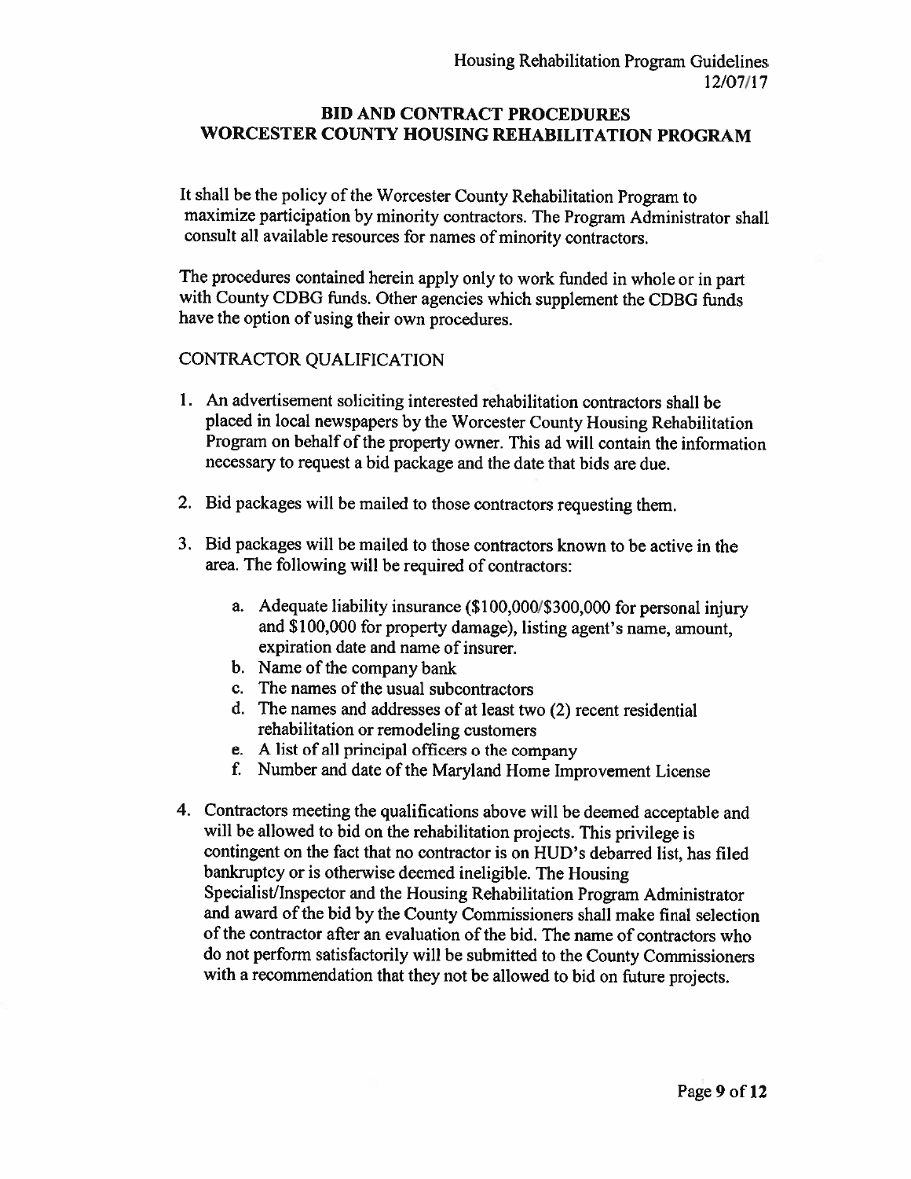## BID AND CONTRACT PROCEDURES WORCESTER COUNTY HOUSING REHABILITATION PROGRAM

It shall be the policy of the Worcester County Rehabilitation Program to maximize participation by minority contractors. The Program Administrator shall consult all available resources for names of minority contractors.

The procedures contained herein apply only to work funded in whole or in part with County CDBG funds. Other agencies which supplement the CDBG funds have the option of using their own procedures.

### CONTRACTOR QUALIFICATION

1. An advertisement soliciting interested rehabilitation contractors shall be placed in local newspapers by the Worcester County Housing Rehabilitation Program on behalf of the property owner. This ad will contain the information necessary to request a bid package and the date that bids are due.

2. Bid packages will be mailed to those contractors requesting them.

3. Bid packages will be mailed to those contractors known to be active in the area. The following will be required of contractors:

   a. Adequate liability insurance ($100,000/$300,000 for personal injury and $100,000 for property damage), listing agent's name, amount, expiration date and name of insurer.
   b. Name of the company bank
   c. The names of the usual subcontractors
   d. The names and addresses of at least two (2) recent residential rehabilitation or remodeling customers
   e. A list of all principal officers o the company
   f. Number and date of the Maryland Home Improvement License

4. Contractors meeting the qualifications above will be deemed acceptable and will be allowed to bid on the rehabilitation projects. This privilege is contingent on the fact that no contractor is on HUD's debarred list, has filed bankruptcy or is otherwise deemed ineligible. The Housing Specialist/Inspector and the Housing Rehabilitation Program Administrator and award of the bid by the County Commissioners shall make final selection of the contractor after an evaluation of the bid. The name of contractors who do not perform satisfactorily will be submitted to the County Commissioners with a recommendation that they not be allowed to bid on future projects.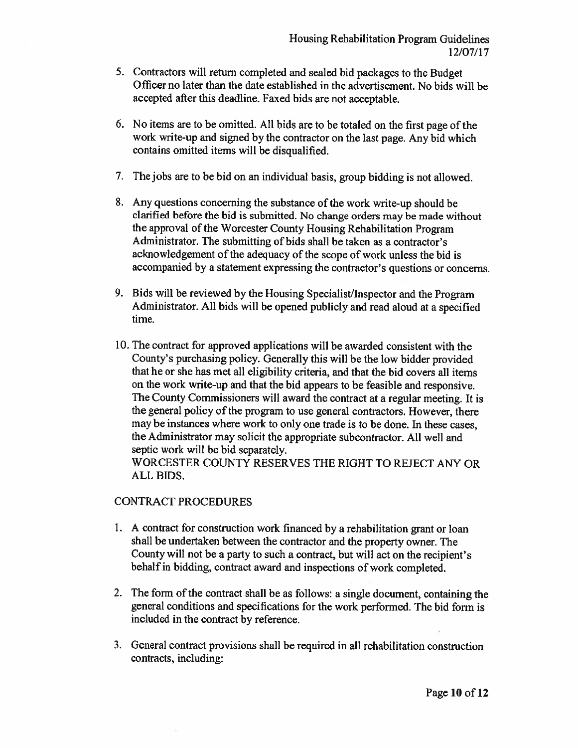5. Contractors will return completed and sealed bid packages to the Budget Officer no later than the date established in the advertisement. No bids will be accepted after this deadline. Faxed bids are not acceptable.

6. No items are to be omitted. All bids are to be totaled on the first page of the work write-up and signed by the contractor on the last page. Any bid which contains omitted items will be disqualified.

7. The jobs are to be bid on an individual basis, group bidding is not allowed.

8. Any questions concerning the substance of the work write-up should be clarified before the bid is submitted. No change orders may be made without the approval of the Worcester County Housing Rehabilitation Program Administrator. The submitting of bids shall be taken as a contractor's acknowledgement of the adequacy of the scope of work unless the bid is accompanied by a statement expressing the contractor's questions or concerns.

9. Bids will be reviewed by the Housing Specialist/Inspector and the Program Administrator. All bids will be opened publicly and read aloud at a specified time.

10. The contract for approved applications will be awarded consistent with the County's purchasing policy. Generally this will be the low bidder provided that he or she has met all eligibility criteria, and that the bid covers all items on the work write-up and that the bid appears to be feasible and responsive. The County Commissioners will award the contract at a regular meeting. It is the general policy of the program to use general contractors. However, there may be instances where work to only one trade is to be done. In these cases, the Administrator may solicit the appropriate subcontractor. All well and septic work will be bid separately.
    WORCESTER COUNTY RESERVES THE RIGHT TO REJECT ANY OR ALL BIDS.

## CONTRACT PROCEDURES

1. A contract for construction work financed by a rehabilitation grant or loan shall be undertaken between the contractor and the property owner. The County will not be a party to such a contract, but will act on the recipient's behalf in bidding, contract award and inspections of work completed.

2. The form of the contract shall be as follows: a single document, containing the general conditions and specifications for the work performed. The bid form is included in the contract by reference.

3. General contract provisions shall be required in all rehabilitation construction contracts, including: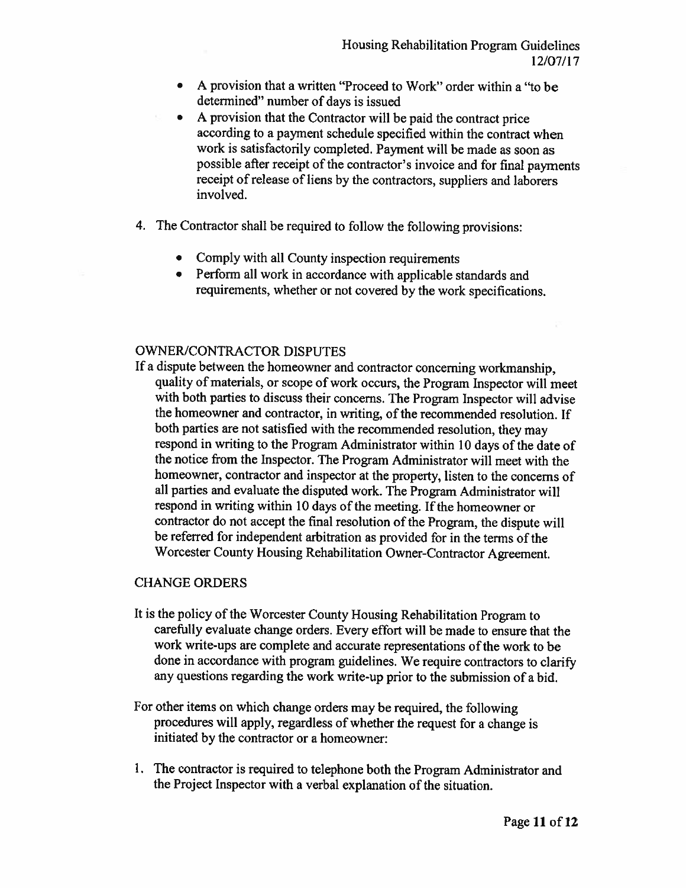- A provision that a written "Proceed to Work" order within a "to be determined" number of days is issued
- A provision that the Contractor will be paid the contract price according to a payment schedule specified within the contract when work is satisfactorily completed. Payment will be made as soon as possible after receipt of the contractor's invoice and for final payments receipt of release of liens by the contractors, suppliers and laborers involved.

4. The Contractor shall be required to follow the following provisions:

   - Comply with all County inspection requirements
   - Perform all work in accordance with applicable standards and requirements, whether or not covered by the work specifications.

## OWNER/CONTRACTOR DISPUTES

If a dispute between the homeowner and contractor concerning workmanship, quality of materials, or scope of work occurs, the Program Inspector will meet with both parties to discuss their concerns. The Program Inspector will advise the homeowner and contractor, in writing, of the recommended resolution. If both parties are not satisfied with the recommended resolution, they may respond in writing to the Program Administrator within 10 days of the date of the notice from the Inspector. The Program Administrator will meet with the homeowner, contractor and inspector at the property, listen to the concerns of all parties and evaluate the disputed work. The Program Administrator will respond in writing within 10 days of the meeting. If the homeowner or contractor do not accept the final resolution of the Program, the dispute will be referred for independent arbitration as provided for in the terms of the Worcester County Housing Rehabilitation Owner-Contractor Agreement.

## CHANGE ORDERS

It is the policy of the Worcester County Housing Rehabilitation Program to carefully evaluate change orders. Every effort will be made to ensure that the work write-ups are complete and accurate representations of the work to be done in accordance with program guidelines. We require contractors to clarify any questions regarding the work write-up prior to the submission of a bid.

For other items on which change orders may be required, the following procedures will apply, regardless of whether the request for a change is initiated by the contractor or a homeowner:

1. The contractor is required to telephone both the Program Administrator and the Project Inspector with a verbal explanation of the situation.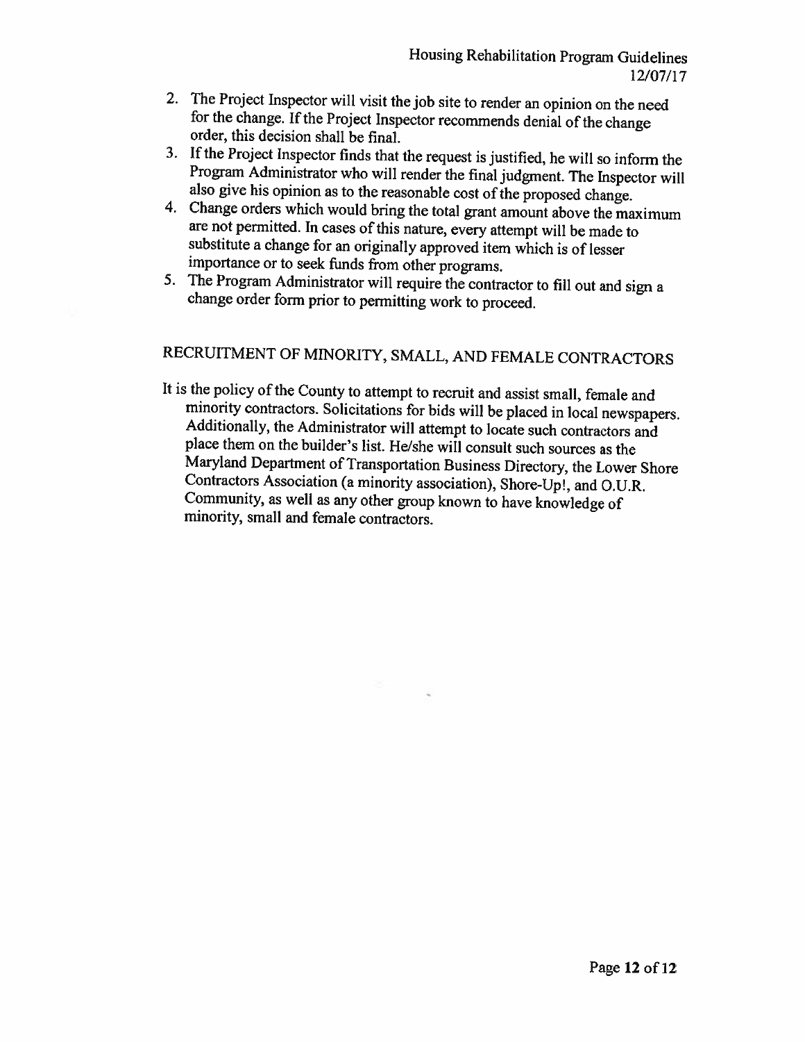2. The Project Inspector will visit the job site to render an opinion on the need for the change. If the Project Inspector recommends denial of the change order, this decision shall be final.
3. If the Project Inspector finds that the request is justified, he will so inform the Program Administrator who will render the final judgment. The Inspector will also give his opinion as to the reasonable cost of the proposed change.
4. Change orders which would bring the total grant amount above the maximum are not permitted. In cases of this nature, every attempt will be made to substitute a change for an originally approved item which is of lesser importance or to seek funds from other programs.
5. The Program Administrator will require the contractor to fill out and sign a change order form prior to permitting work to proceed.

## RECRUITMENT OF MINORITY, SMALL, AND FEMALE CONTRACTORS

It is the policy of the County to attempt to recruit and assist small, female and minority contractors. Solicitations for bids will be placed in local newspapers. Additionally, the Administrator will attempt to locate such contractors and place them on the builder's list. He/she will consult such sources as the Maryland Department of Transportation Business Directory, the Lower Shore Contractors Association (a minority association), Shore-Up!, and O.U.R. Community, as well as any other group known to have knowledge of minority, small and female contractors.